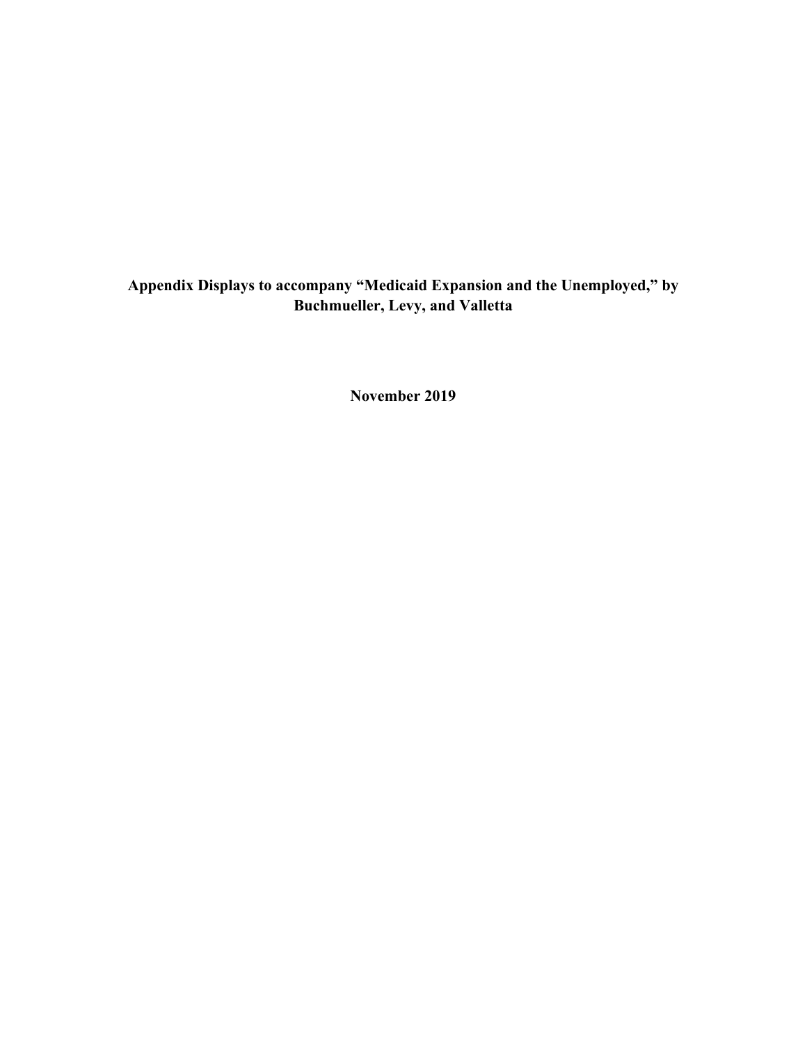**Appendix Displays to accompany "Medicaid Expansion and the Unemployed," by Buchmueller, Levy, and Valletta**

**November 2019**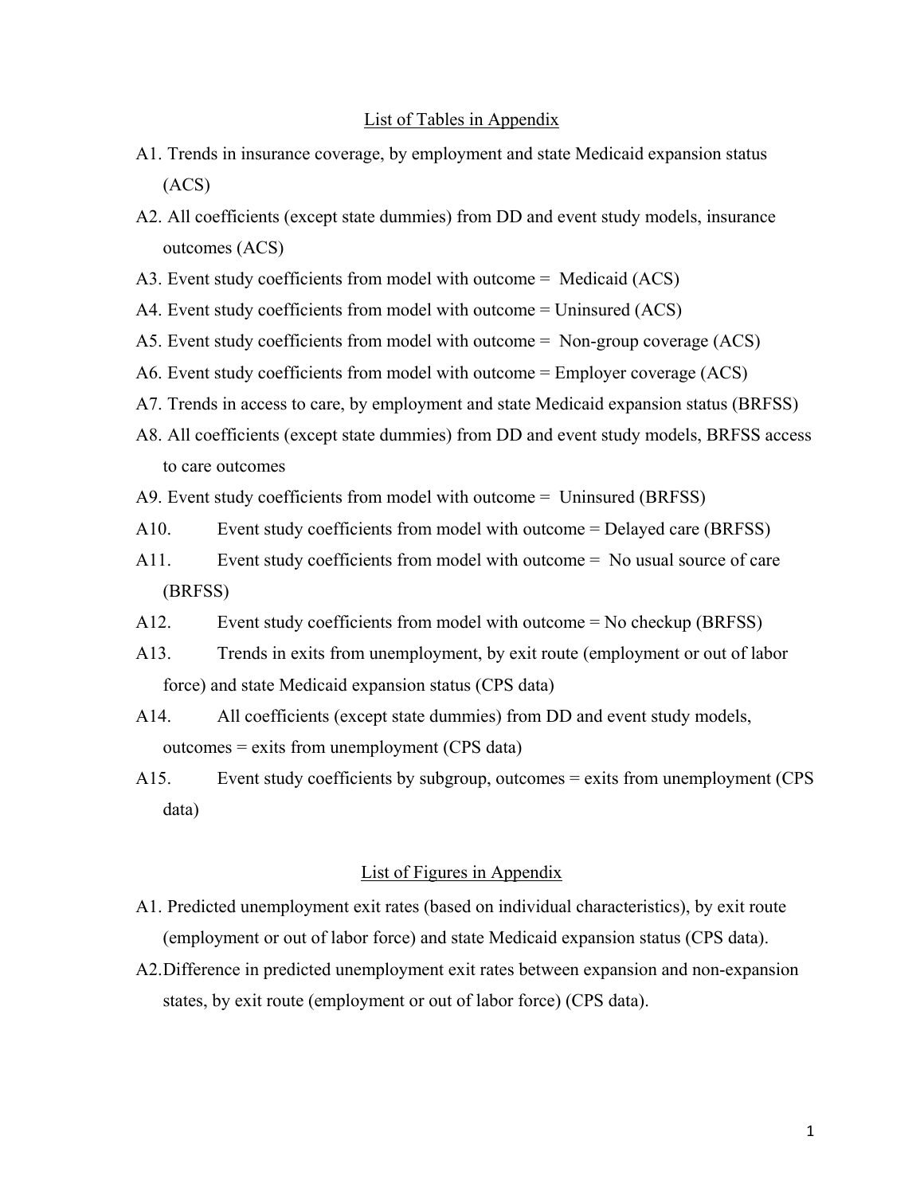## List of Tables in Appendix

- A1. Trends in insurance coverage, by employment and state Medicaid expansion status (ACS)
- A2. All coefficients (except state dummies) from DD and event study models, insurance outcomes (ACS)
- A3. Event study coefficients from model with outcome = Medicaid (ACS)
- A4. Event study coefficients from model with outcome = Uninsured (ACS)
- A5. Event study coefficients from model with outcome = Non-group coverage (ACS)
- A6. Event study coefficients from model with outcome = Employer coverage (ACS)
- A7. Trends in access to care, by employment and state Medicaid expansion status (BRFSS)
- A8. All coefficients (except state dummies) from DD and event study models, BRFSS access to care outcomes
- A9. Event study coefficients from model with outcome = Uninsured (BRFSS)
- A10. Event study coefficients from model with outcome = Delayed care (BRFSS)
- A11. Event study coefficients from model with outcome = No usual source of care (BRFSS)
- A12. Event study coefficients from model with outcome = No checkup (BRFSS)
- A13. Trends in exits from unemployment, by exit route (employment or out of labor force) and state Medicaid expansion status (CPS data)
- A14. All coefficients (except state dummies) from DD and event study models, outcomes = exits from unemployment (CPS data)
- A15. Event study coefficients by subgroup, outcomes = exits from unemployment (CPS data)

## List of Figures in Appendix

- A1. Predicted unemployment exit rates (based on individual characteristics), by exit route (employment or out of labor force) and state Medicaid expansion status (CPS data).
- A2. Difference in predicted unemployment exit rates between expansion and non-expansion states, by exit route (employment or out of labor force) (CPS data).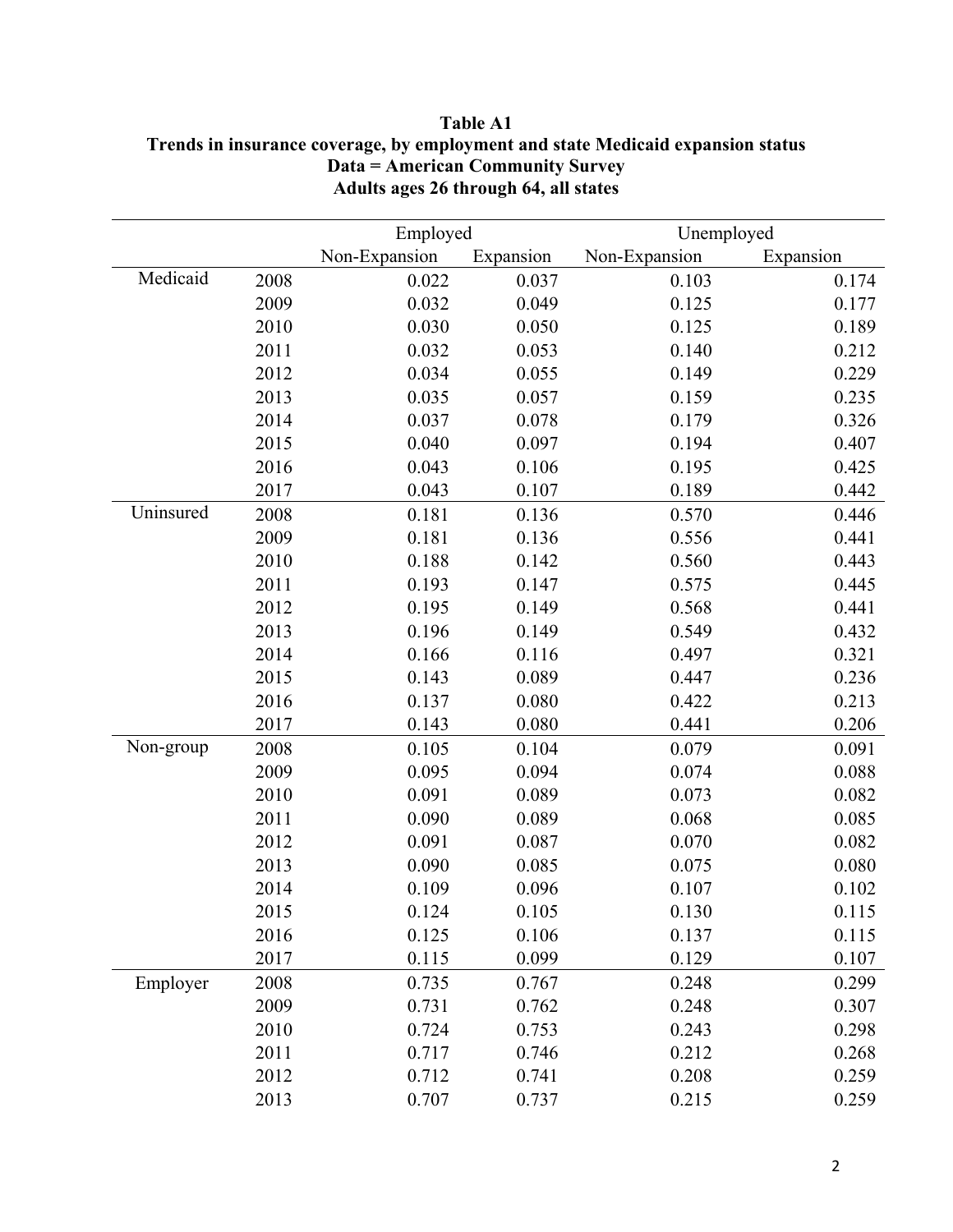**Table A1**
**Trends in insurance coverage, by employment and state Medicaid expansion status**
**Data = American Community Survey**
**Adults ages 26 through 64, all states**

| | | Employed | | Unemployed | |
|---|---|---|---|---|---|
| | | Non-Expansion | Expansion | Non-Expansion | Expansion |
| Medicaid | 2008 | 0.022 | 0.037 | 0.103 | 0.174 |
| | 2009 | 0.032 | 0.049 | 0.125 | 0.177 |
| | 2010 | 0.030 | 0.050 | 0.125 | 0.189 |
| | 2011 | 0.032 | 0.053 | 0.140 | 0.212 |
| | 2012 | 0.034 | 0.055 | 0.149 | 0.229 |
| | 2013 | 0.035 | 0.057 | 0.159 | 0.235 |
| | 2014 | 0.037 | 0.078 | 0.179 | 0.326 |
| | 2015 | 0.040 | 0.097 | 0.194 | 0.407 |
| | 2016 | 0.043 | 0.106 | 0.195 | 0.425 |
| | 2017 | 0.043 | 0.107 | 0.189 | 0.442 |
| Uninsured | 2008 | 0.181 | 0.136 | 0.570 | 0.446 |
| | 2009 | 0.181 | 0.136 | 0.556 | 0.441 |
| | 2010 | 0.188 | 0.142 | 0.560 | 0.443 |
| | 2011 | 0.193 | 0.147 | 0.575 | 0.445 |
| | 2012 | 0.195 | 0.149 | 0.568 | 0.441 |
| | 2013 | 0.196 | 0.149 | 0.549 | 0.432 |
| | 2014 | 0.166 | 0.116 | 0.497 | 0.321 |
| | 2015 | 0.143 | 0.089 | 0.447 | 0.236 |
| | 2016 | 0.137 | 0.080 | 0.422 | 0.213 |
| | 2017 | 0.143 | 0.080 | 0.441 | 0.206 |
| Non-group | 2008 | 0.105 | 0.104 | 0.079 | 0.091 |
| | 2009 | 0.095 | 0.094 | 0.074 | 0.088 |
| | 2010 | 0.091 | 0.089 | 0.073 | 0.082 |
| | 2011 | 0.090 | 0.089 | 0.068 | 0.085 |
| | 2012 | 0.091 | 0.087 | 0.070 | 0.082 |
| | 2013 | 0.090 | 0.085 | 0.075 | 0.080 |
| | 2014 | 0.109 | 0.096 | 0.107 | 0.102 |
| | 2015 | 0.124 | 0.105 | 0.130 | 0.115 |
| | 2016 | 0.125 | 0.106 | 0.137 | 0.115 |
| | 2017 | 0.115 | 0.099 | 0.129 | 0.107 |
| Employer | 2008 | 0.735 | 0.767 | 0.248 | 0.299 |
| | 2009 | 0.731 | 0.762 | 0.248 | 0.307 |
| | 2010 | 0.724 | 0.753 | 0.243 | 0.298 |
| | 2011 | 0.717 | 0.746 | 0.212 | 0.268 |
| | 2012 | 0.712 | 0.741 | 0.208 | 0.259 |
| | 2013 | 0.707 | 0.737 | 0.215 | 0.259 |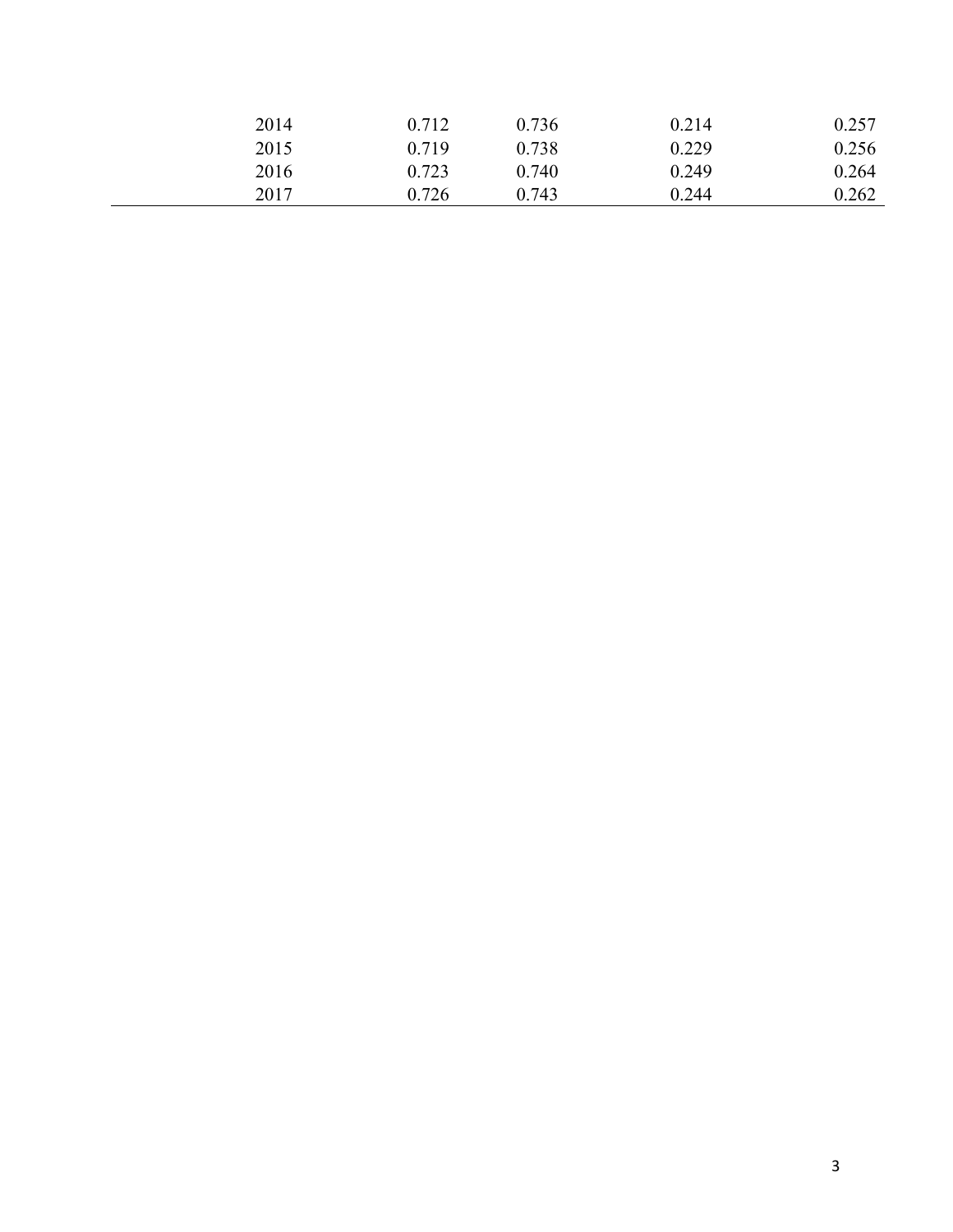| | | | | |
|---|---|---|---|---|
| 2014 | 0.712 | 0.736 | 0.214 | 0.257 |
| 2015 | 0.719 | 0.738 | 0.229 | 0.256 |
| 2016 | 0.723 | 0.740 | 0.249 | 0.264 |
| 2017 | 0.726 | 0.743 | 0.244 | 0.262 |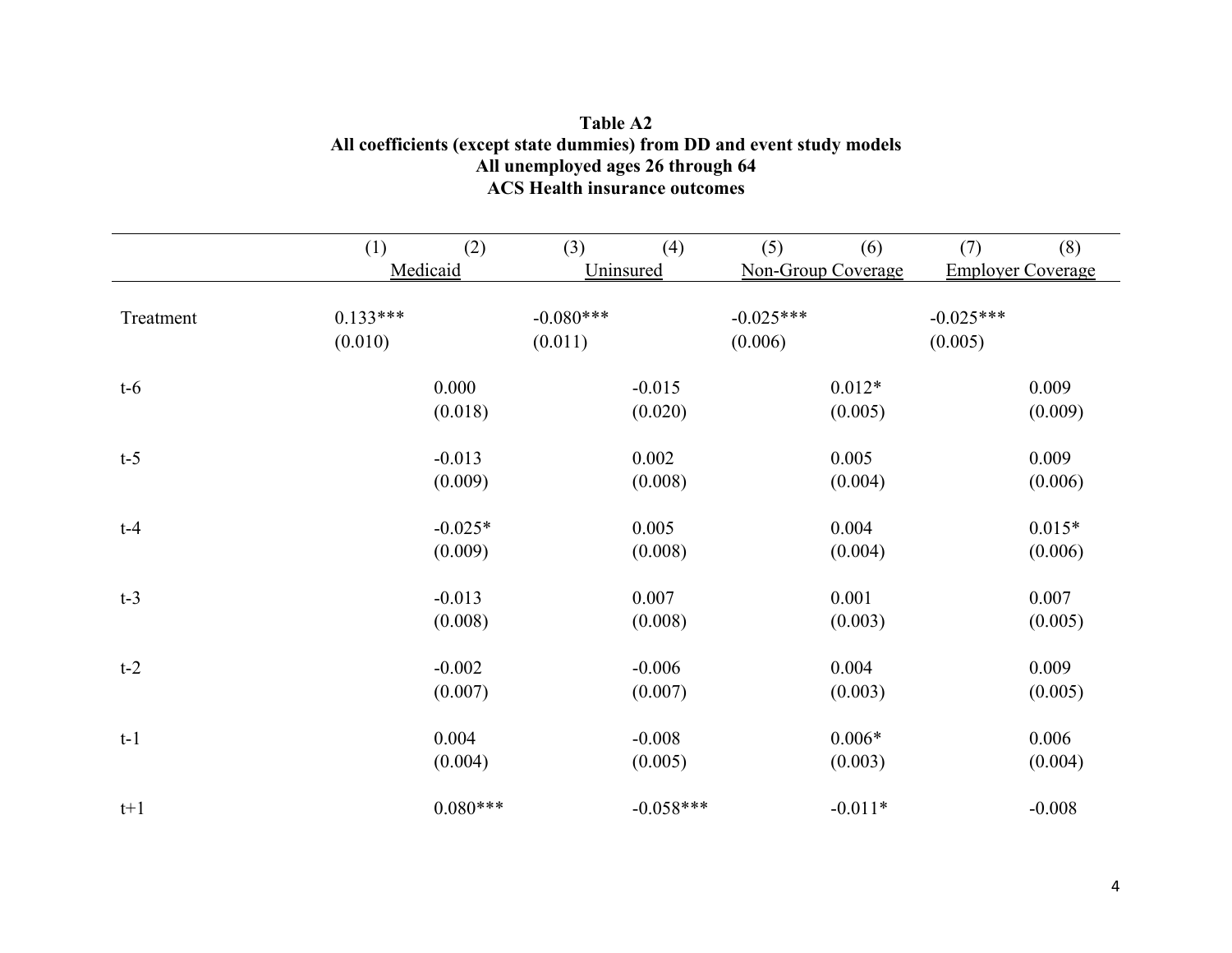**Table A2**
**All coefficients (except state dummies) from DD and event study models**
**All unemployed ages 26 through 64**
**ACS Health insurance outcomes**

| | (1) | (2) | (3) | (4) | (5) | (6) | (7) | (8) |
|---|---|---|---|---|---|---|---|---|
| | Medicaid | | Uninsured | | Non-Group Coverage | | Employer Coverage | |
| Treatment | 0.133*** | | -0.080*** | | -0.025*** | | -0.025*** | |
| | (0.010) | | (0.011) | | (0.006) | | (0.005) | |
| t-6 | | 0.000 | | -0.015 | | 0.012* | | 0.009 |
| | | (0.018) | | (0.020) | | (0.005) | | (0.009) |
| t-5 | | -0.013 | | 0.002 | | 0.005 | | 0.009 |
| | | (0.009) | | (0.008) | | (0.004) | | (0.006) |
| t-4 | | -0.025* | | 0.005 | | 0.004 | | 0.015* |
| | | (0.009) | | (0.008) | | (0.004) | | (0.006) |
| t-3 | | -0.013 | | 0.007 | | 0.001 | | 0.007 |
| | | (0.008) | | (0.008) | | (0.003) | | (0.005) |
| t-2 | | -0.002 | | -0.006 | | 0.004 | | 0.009 |
| | | (0.007) | | (0.007) | | (0.003) | | (0.005) |
| t-1 | | 0.004 | | -0.008 | | 0.006* | | 0.006 |
| | | (0.004) | | (0.005) | | (0.003) | | (0.004) |
| t+1 | | 0.080*** | | -0.058*** | | -0.011* | | -0.008 |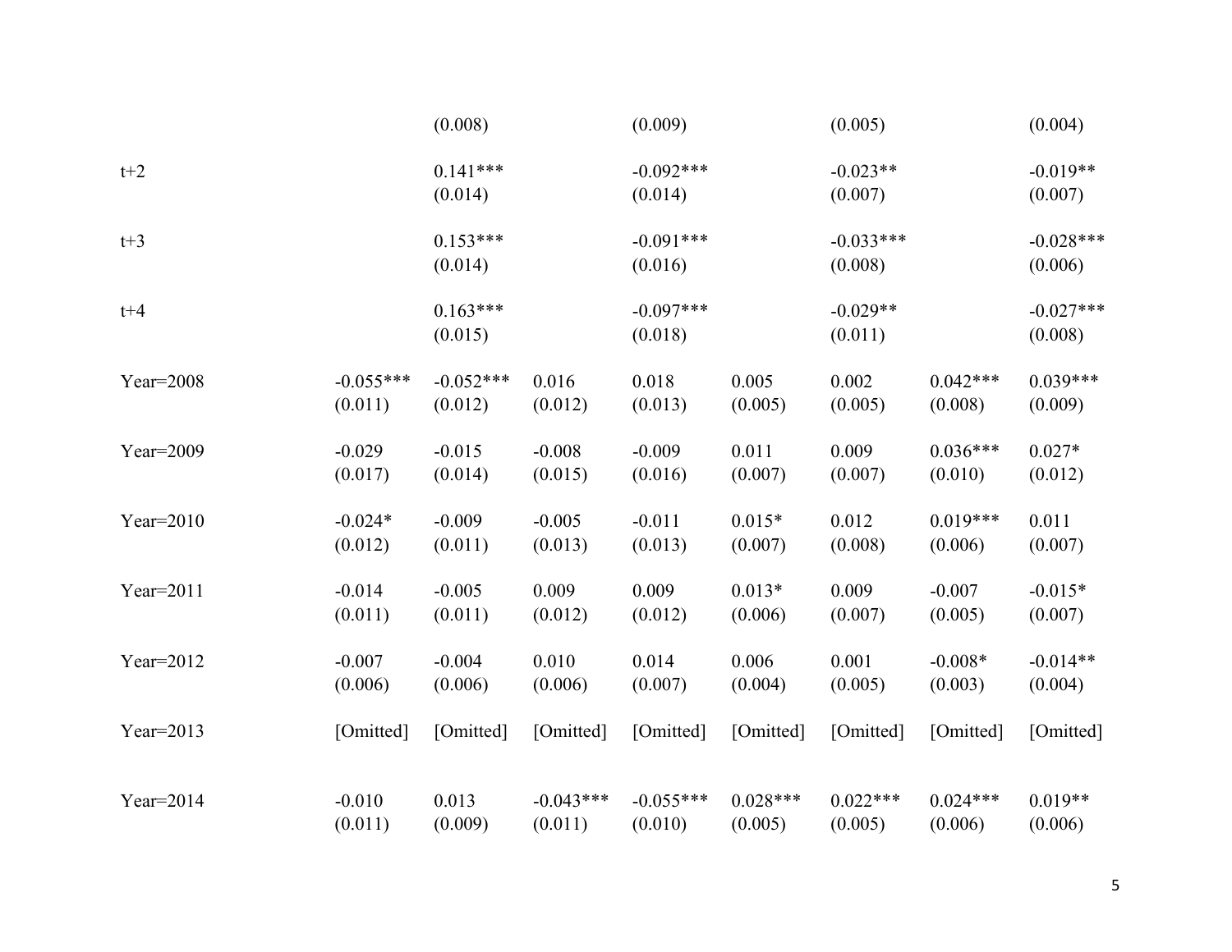| | | | | | | | | |
|---|---|---|---|---|---|---|---|---|
| | | (0.008) | | (0.009) | | (0.005) | | (0.004) |
| t+2 | | 0.141*** | | -0.092*** | | -0.023** | | -0.019** |
| | | (0.014) | | (0.014) | | (0.007) | | (0.007) |
| t+3 | | 0.153*** | | -0.091*** | | -0.033*** | | -0.028*** |
| | | (0.014) | | (0.016) | | (0.008) | | (0.006) |
| t+4 | | 0.163*** | | -0.097*** | | -0.029** | | -0.027*** |
| | | (0.015) | | (0.018) | | (0.011) | | (0.008) |
| Year=2008 | -0.055*** | -0.052*** | 0.016 | 0.018 | 0.005 | 0.002 | 0.042*** | 0.039*** |
| | (0.011) | (0.012) | (0.012) | (0.013) | (0.005) | (0.005) | (0.008) | (0.009) |
| Year=2009 | -0.029 | -0.015 | -0.008 | -0.009 | 0.011 | 0.009 | 0.036*** | 0.027* |
| | (0.017) | (0.014) | (0.015) | (0.016) | (0.007) | (0.007) | (0.010) | (0.012) |
| Year=2010 | -0.024* | -0.009 | -0.005 | -0.011 | 0.015* | 0.012 | 0.019*** | 0.011 |
| | (0.012) | (0.011) | (0.013) | (0.013) | (0.007) | (0.008) | (0.006) | (0.007) |
| Year=2011 | -0.014 | -0.005 | 0.009 | 0.009 | 0.013* | 0.009 | -0.007 | -0.015* |
| | (0.011) | (0.011) | (0.012) | (0.012) | (0.006) | (0.007) | (0.005) | (0.007) |
| Year=2012 | -0.007 | -0.004 | 0.010 | 0.014 | 0.006 | 0.001 | -0.008* | -0.014** |
| | (0.006) | (0.006) | (0.006) | (0.007) | (0.004) | (0.005) | (0.003) | (0.004) |
| Year=2013 | [Omitted] | [Omitted] | [Omitted] | [Omitted] | [Omitted] | [Omitted] | [Omitted] | [Omitted] |
| Year=2014 | -0.010 | 0.013 | -0.043*** | -0.055*** | 0.028*** | 0.022*** | 0.024*** | 0.019** |
| | (0.011) | (0.009) | (0.011) | (0.010) | (0.005) | (0.005) | (0.006) | (0.006) |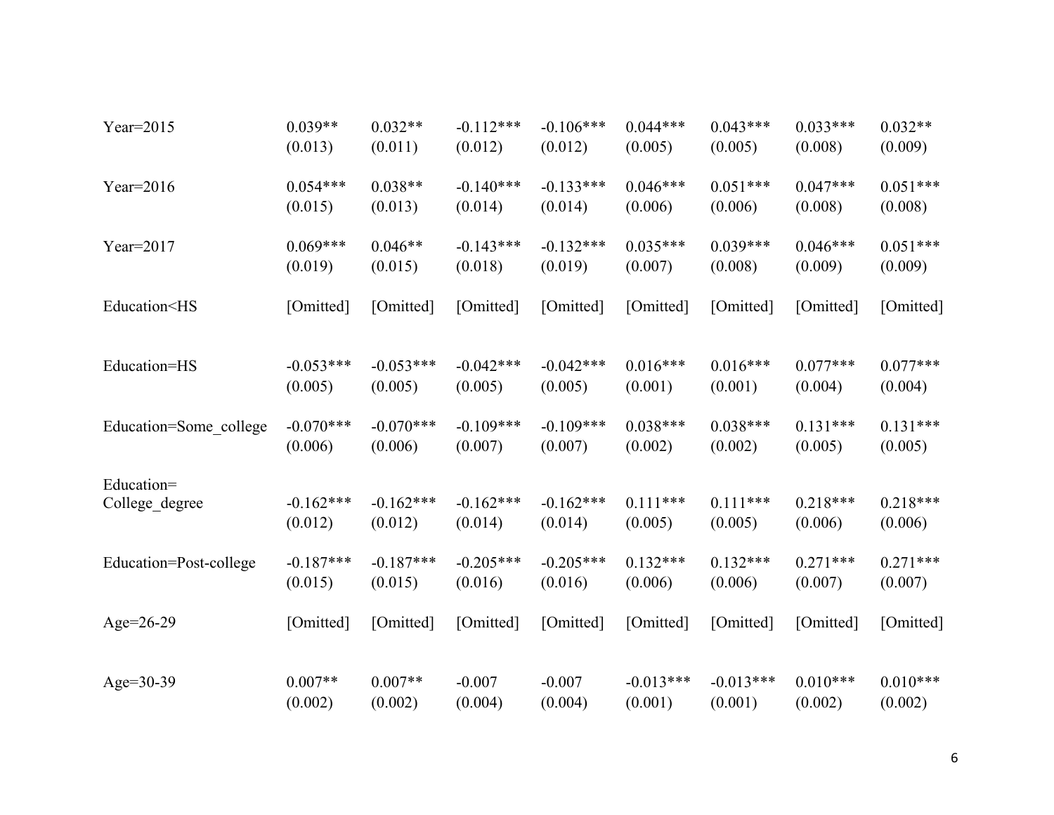| | | | | | | | | |
|---|---|---|---|---|---|---|---|---|
| Year=2015 | 0.039** | 0.032** | -0.112*** | -0.106*** | 0.044*** | 0.043*** | 0.033*** | 0.032** |
| | (0.013) | (0.011) | (0.012) | (0.012) | (0.005) | (0.005) | (0.008) | (0.009) |
| Year=2016 | 0.054*** | 0.038** | -0.140*** | -0.133*** | 0.046*** | 0.051*** | 0.047*** | 0.051*** |
| | (0.015) | (0.013) | (0.014) | (0.014) | (0.006) | (0.006) | (0.008) | (0.008) |
| Year=2017 | 0.069*** | 0.046** | -0.143*** | -0.132*** | 0.035*** | 0.039*** | 0.046*** | 0.051*** |
| | (0.019) | (0.015) | (0.018) | (0.019) | (0.007) | (0.008) | (0.009) | (0.009) |
| Education<HS | [Omitted] | [Omitted] | [Omitted] | [Omitted] | [Omitted] | [Omitted] | [Omitted] | [Omitted] |
| Education=HS | -0.053*** | -0.053*** | -0.042*** | -0.042*** | 0.016*** | 0.016*** | 0.077*** | 0.077*** |
| | (0.005) | (0.005) | (0.005) | (0.005) | (0.001) | (0.001) | (0.004) | (0.004) |
| Education=Some_college | -0.070*** | -0.070*** | -0.109*** | -0.109*** | 0.038*** | 0.038*** | 0.131*** | 0.131*** |
| | (0.006) | (0.006) | (0.007) | (0.007) | (0.002) | (0.002) | (0.005) | (0.005) |
| Education= College_degree | -0.162*** | -0.162*** | -0.162*** | -0.162*** | 0.111*** | 0.111*** | 0.218*** | 0.218*** |
| | (0.012) | (0.012) | (0.014) | (0.014) | (0.005) | (0.005) | (0.006) | (0.006) |
| Education=Post-college | -0.187*** | -0.187*** | -0.205*** | -0.205*** | 0.132*** | 0.132*** | 0.271*** | 0.271*** |
| | (0.015) | (0.015) | (0.016) | (0.016) | (0.006) | (0.006) | (0.007) | (0.007) |
| Age=26-29 | [Omitted] | [Omitted] | [Omitted] | [Omitted] | [Omitted] | [Omitted] | [Omitted] | [Omitted] |
| Age=30-39 | 0.007** | 0.007** | -0.007 | -0.007 | -0.013*** | -0.013*** | 0.010*** | 0.010*** |
| | (0.002) | (0.002) | (0.004) | (0.004) | (0.001) | (0.001) | (0.002) | (0.002) |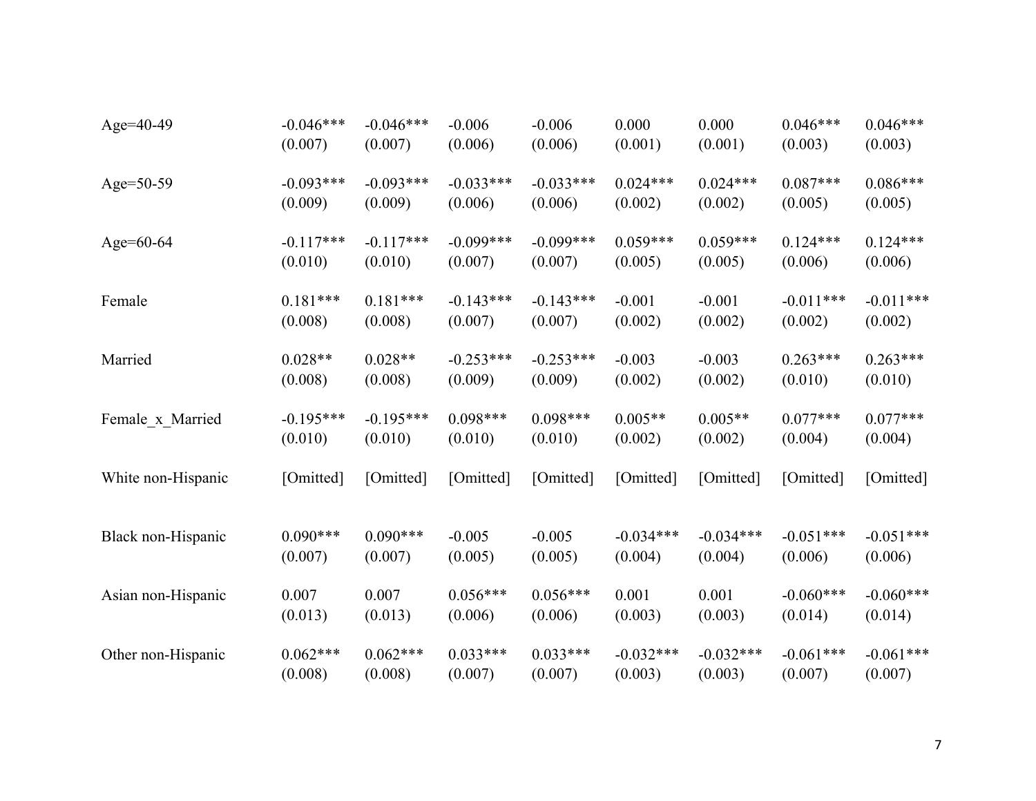| | | | | | | | | |
|---|---|---|---|---|---|---|---|---|
| Age=40-49 | -0.046*** | -0.046*** | -0.006 | -0.006 | 0.000 | 0.000 | 0.046*** | 0.046*** |
| | (0.007) | (0.007) | (0.006) | (0.006) | (0.001) | (0.001) | (0.003) | (0.003) |
| Age=50-59 | -0.093*** | -0.093*** | -0.033*** | -0.033*** | 0.024*** | 0.024*** | 0.087*** | 0.086*** |
| | (0.009) | (0.009) | (0.006) | (0.006) | (0.002) | (0.002) | (0.005) | (0.005) |
| Age=60-64 | -0.117*** | -0.117*** | -0.099*** | -0.099*** | 0.059*** | 0.059*** | 0.124*** | 0.124*** |
| | (0.010) | (0.010) | (0.007) | (0.007) | (0.005) | (0.005) | (0.006) | (0.006) |
| Female | 0.181*** | 0.181*** | -0.143*** | -0.143*** | -0.001 | -0.001 | -0.011*** | -0.011*** |
| | (0.008) | (0.008) | (0.007) | (0.007) | (0.002) | (0.002) | (0.002) | (0.002) |
| Married | 0.028** | 0.028** | -0.253*** | -0.253*** | -0.003 | -0.003 | 0.263*** | 0.263*** |
| | (0.008) | (0.008) | (0.009) | (0.009) | (0.002) | (0.002) | (0.010) | (0.010) |
| Female_x_Married | -0.195*** | -0.195*** | 0.098*** | 0.098*** | 0.005** | 0.005** | 0.077*** | 0.077*** |
| | (0.010) | (0.010) | (0.010) | (0.010) | (0.002) | (0.002) | (0.004) | (0.004) |
| White non-Hispanic | [Omitted] | [Omitted] | [Omitted] | [Omitted] | [Omitted] | [Omitted] | [Omitted] | [Omitted] |
| Black non-Hispanic | 0.090*** | 0.090*** | -0.005 | -0.005 | -0.034*** | -0.034*** | -0.051*** | -0.051*** |
| | (0.007) | (0.007) | (0.005) | (0.005) | (0.004) | (0.004) | (0.006) | (0.006) |
| Asian non-Hispanic | 0.007 | 0.007 | 0.056*** | 0.056*** | 0.001 | 0.001 | -0.060*** | -0.060*** |
| | (0.013) | (0.013) | (0.006) | (0.006) | (0.003) | (0.003) | (0.014) | (0.014) |
| Other non-Hispanic | 0.062*** | 0.062*** | 0.033*** | 0.033*** | -0.032*** | -0.032*** | -0.061*** | -0.061*** |
| | (0.008) | (0.008) | (0.007) | (0.007) | (0.003) | (0.003) | (0.007) | (0.007) |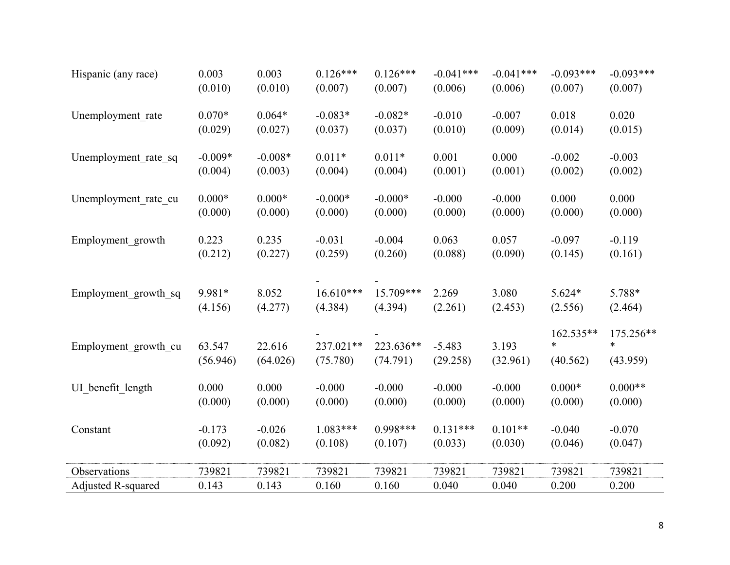| | | | | | | | | |
|---|---|---|---|---|---|---|---|---|
| Hispanic (any race) | 0.003 | 0.003 | 0.126*** | 0.126*** | -0.041*** | -0.041*** | -0.093*** | -0.093*** |
| | (0.010) | (0.010) | (0.007) | (0.007) | (0.006) | (0.006) | (0.007) | (0.007) |
| Unemployment_rate | 0.070* | 0.064* | -0.083* | -0.082* | -0.010 | -0.007 | 0.018 | 0.020 |
| | (0.029) | (0.027) | (0.037) | (0.037) | (0.010) | (0.009) | (0.014) | (0.015) |
| Unemployment_rate_sq | -0.009* | -0.008* | 0.011* | 0.011* | 0.001 | 0.000 | -0.002 | -0.003 |
| | (0.004) | (0.003) | (0.004) | (0.004) | (0.001) | (0.001) | (0.002) | (0.002) |
| Unemployment_rate_cu | 0.000* | 0.000* | -0.000* | -0.000* | -0.000 | -0.000 | 0.000 | 0.000 |
| | (0.000) | (0.000) | (0.000) | (0.000) | (0.000) | (0.000) | (0.000) | (0.000) |
| Employment_growth | 0.223 | 0.235 | -0.031 | -0.004 | 0.063 | 0.057 | -0.097 | -0.119 |
| | (0.212) | (0.227) | (0.259) | (0.260) | (0.088) | (0.090) | (0.145) | (0.161) |
| Employment_growth_sq | 9.981* | 8.052 | -16.610*** | -15.709*** | 2.269 | 3.080 | 5.624* | 5.788* |
| | (4.156) | (4.277) | (4.384) | (4.394) | (2.261) | (2.453) | (2.556) | (2.464) |
| Employment_growth_cu | 63.547 | 22.616 | -237.021** | -223.636** | -5.483 | 3.193 | 162.535*** | 175.256*** |
| | (56.946) | (64.026) | (75.780) | (74.791) | (29.258) | (32.961) | (40.562) | (43.959) |
| UI_benefit_length | 0.000 | 0.000 | -0.000 | -0.000 | -0.000 | -0.000 | 0.000* | 0.000** |
| | (0.000) | (0.000) | (0.000) | (0.000) | (0.000) | (0.000) | (0.000) | (0.000) |
| Constant | -0.173 | -0.026 | 1.083*** | 0.998*** | 0.131*** | 0.101** | -0.040 | -0.070 |
| | (0.092) | (0.082) | (0.108) | (0.107) | (0.033) | (0.030) | (0.046) | (0.047) |
| Observations | 739821 | 739821 | 739821 | 739821 | 739821 | 739821 | 739821 | 739821 |
| Adjusted R-squared | 0.143 | 0.143 | 0.160 | 0.160 | 0.040 | 0.040 | 0.200 | 0.200 |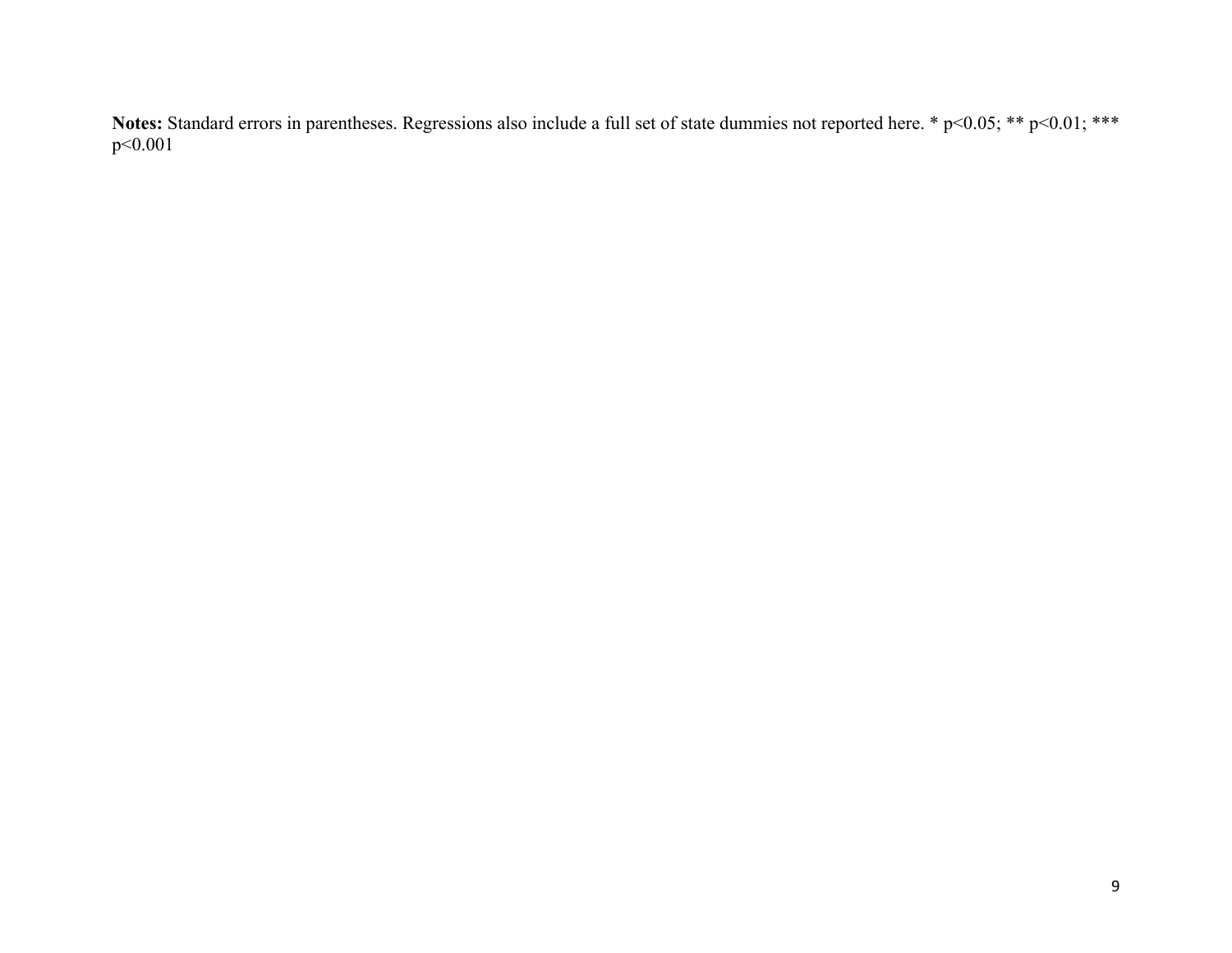**Notes:** Standard errors in parentheses. Regressions also include a full set of state dummies not reported here. * $p<0.05$; ** $p<0.01$; *** $p<0.001$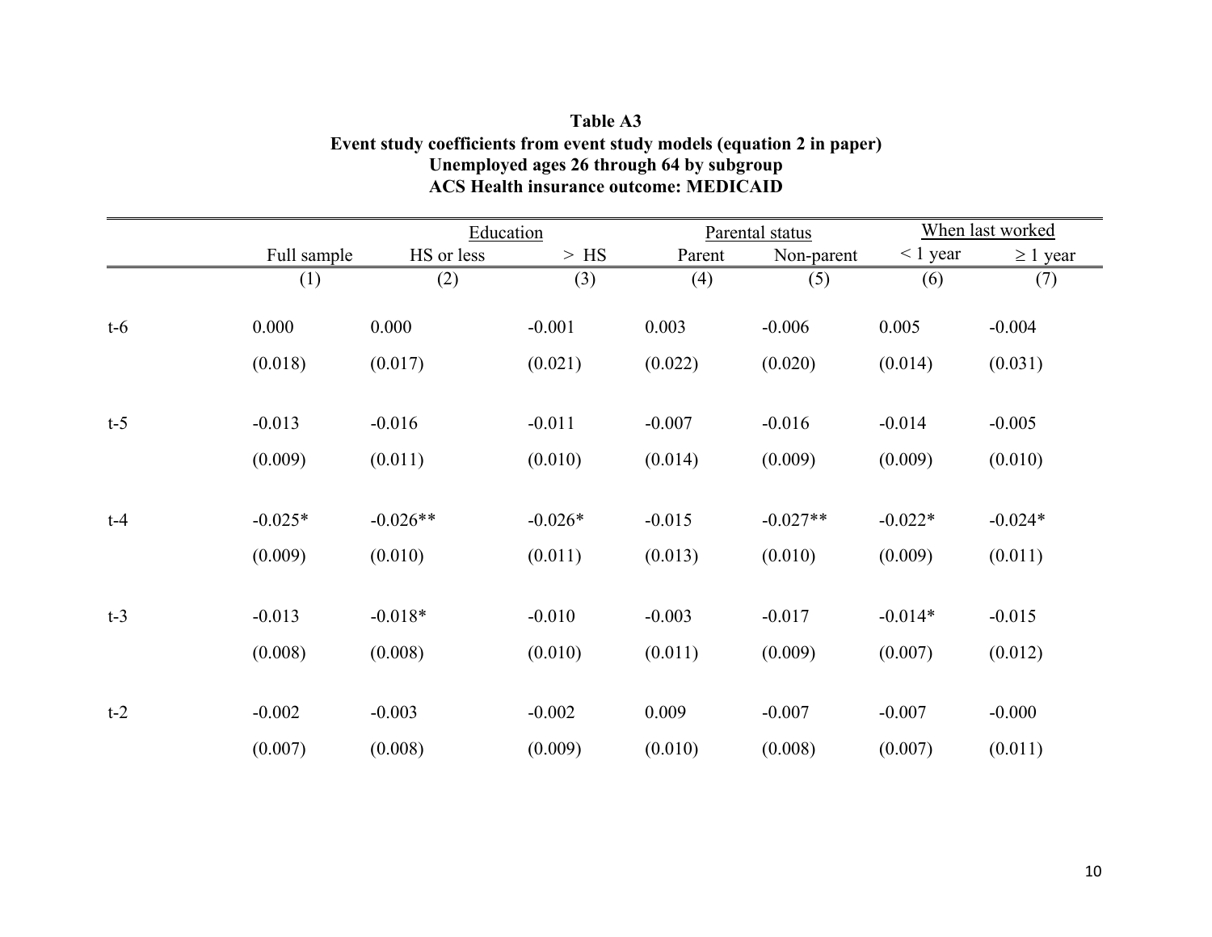**Table A3**
**Event study coefficients from event study models (equation 2 in paper)**
**Unemployed ages 26 through 64 by subgroup**
**ACS Health insurance outcome: MEDICAID**

| | | Education | | Parental status | | When last worked | |
|---|---|---|---|---|---|---|---|
| | Full sample | HS or less | > HS | Parent | Non-parent | < 1 year | ≥ 1 year |
| | (1) | (2) | (3) | (4) | (5) | (6) | (7) |
| t-6 | 0.000 | 0.000 | -0.001 | 0.003 | -0.006 | 0.005 | -0.004 |
| | (0.018) | (0.017) | (0.021) | (0.022) | (0.020) | (0.014) | (0.031) |
| t-5 | -0.013 | -0.016 | -0.011 | -0.007 | -0.016 | -0.014 | -0.005 |
| | (0.009) | (0.011) | (0.010) | (0.014) | (0.009) | (0.009) | (0.010) |
| t-4 | -0.025* | -0.026** | -0.026* | -0.015 | -0.027** | -0.022* | -0.024* |
| | (0.009) | (0.010) | (0.011) | (0.013) | (0.010) | (0.009) | (0.011) |
| t-3 | -0.013 | -0.018* | -0.010 | -0.003 | -0.017 | -0.014* | -0.015 |
| | (0.008) | (0.008) | (0.010) | (0.011) | (0.009) | (0.007) | (0.012) |
| t-2 | -0.002 | -0.003 | -0.002 | 0.009 | -0.007 | -0.007 | -0.000 |
| | (0.007) | (0.008) | (0.009) | (0.010) | (0.008) | (0.007) | (0.011) |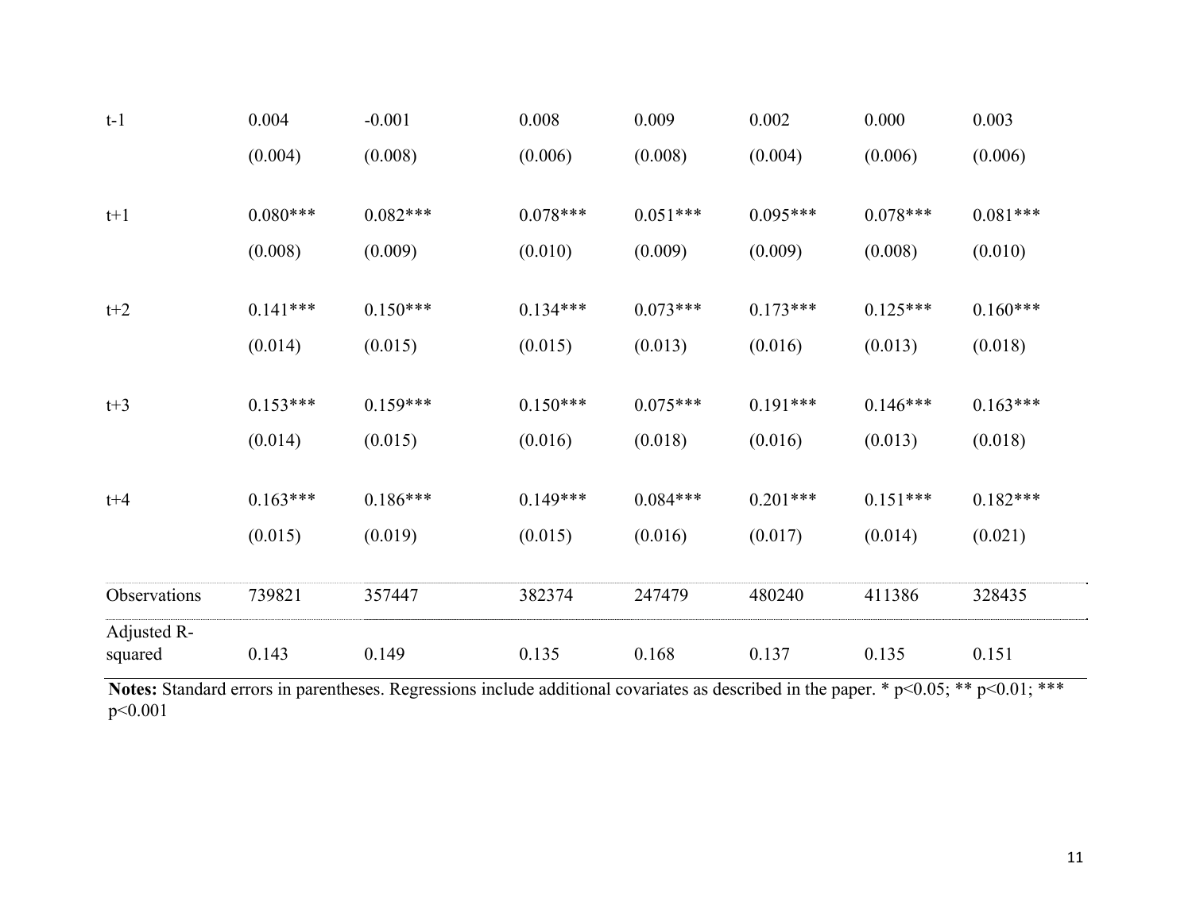| | | | | | | | |
|---|---|---|---|---|---|---|---|
| t-1 | 0.004 | -0.001 | 0.008 | 0.009 | 0.002 | 0.000 | 0.003 |
| | (0.004) | (0.008) | (0.006) | (0.008) | (0.004) | (0.006) | (0.006) |
| t+1 | 0.080*** | 0.082*** | 0.078*** | 0.051*** | 0.095*** | 0.078*** | 0.081*** |
| | (0.008) | (0.009) | (0.010) | (0.009) | (0.009) | (0.008) | (0.010) |
| t+2 | 0.141*** | 0.150*** | 0.134*** | 0.073*** | 0.173*** | 0.125*** | 0.160*** |
| | (0.014) | (0.015) | (0.015) | (0.013) | (0.016) | (0.013) | (0.018) |
| t+3 | 0.153*** | 0.159*** | 0.150*** | 0.075*** | 0.191*** | 0.146*** | 0.163*** |
| | (0.014) | (0.015) | (0.016) | (0.018) | (0.016) | (0.013) | (0.018) |
| t+4 | 0.163*** | 0.186*** | 0.149*** | 0.084*** | 0.201*** | 0.151*** | 0.182*** |
| | (0.015) | (0.019) | (0.015) | (0.016) | (0.017) | (0.014) | (0.021) |
| Observations | 739821 | 357447 | 382374 | 247479 | 480240 | 411386 | 328435 |
| Adjusted R-squared | 0.143 | 0.149 | 0.135 | 0.168 | 0.137 | 0.135 | 0.151 |

**Notes:** Standard errors in parentheses. Regressions include additional covariates as described in the paper. * p<0.05; ** p<0.01; *** p<0.001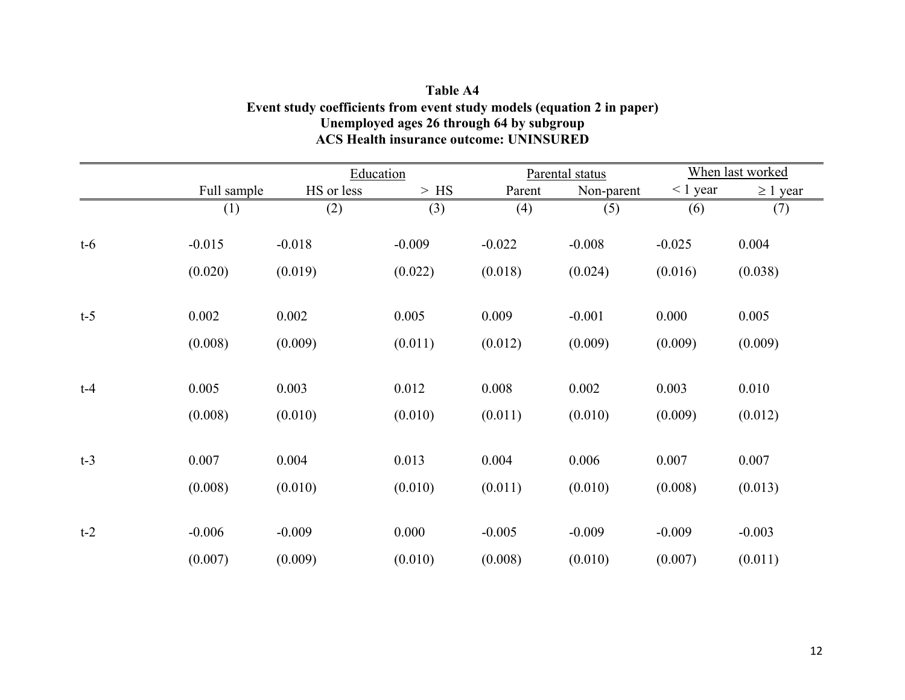**Table A4**
**Event study coefficients from event study models (equation 2 in paper)**
**Unemployed ages 26 through 64 by subgroup**
**ACS Health insurance outcome: UNINSURED**

| | | Education | | Parental status | | When last worked | |
|---|---|---|---|---|---|---|---|
| | Full sample | HS or less | > HS | Parent | Non-parent | < 1 year | ≥ 1 year |
| | (1) | (2) | (3) | (4) | (5) | (6) | (7) |
| t-6 | -0.015 | -0.018 | -0.009 | -0.022 | -0.008 | -0.025 | 0.004 |
| | (0.020) | (0.019) | (0.022) | (0.018) | (0.024) | (0.016) | (0.038) |
| t-5 | 0.002 | 0.002 | 0.005 | 0.009 | -0.001 | 0.000 | 0.005 |
| | (0.008) | (0.009) | (0.011) | (0.012) | (0.009) | (0.009) | (0.009) |
| t-4 | 0.005 | 0.003 | 0.012 | 0.008 | 0.002 | 0.003 | 0.010 |
| | (0.008) | (0.010) | (0.010) | (0.011) | (0.010) | (0.009) | (0.012) |
| t-3 | 0.007 | 0.004 | 0.013 | 0.004 | 0.006 | 0.007 | 0.007 |
| | (0.008) | (0.010) | (0.010) | (0.011) | (0.010) | (0.008) | (0.013) |
| t-2 | -0.006 | -0.009 | 0.000 | -0.005 | -0.009 | -0.009 | -0.003 |
| | (0.007) | (0.009) | (0.010) | (0.008) | (0.010) | (0.007) | (0.011) |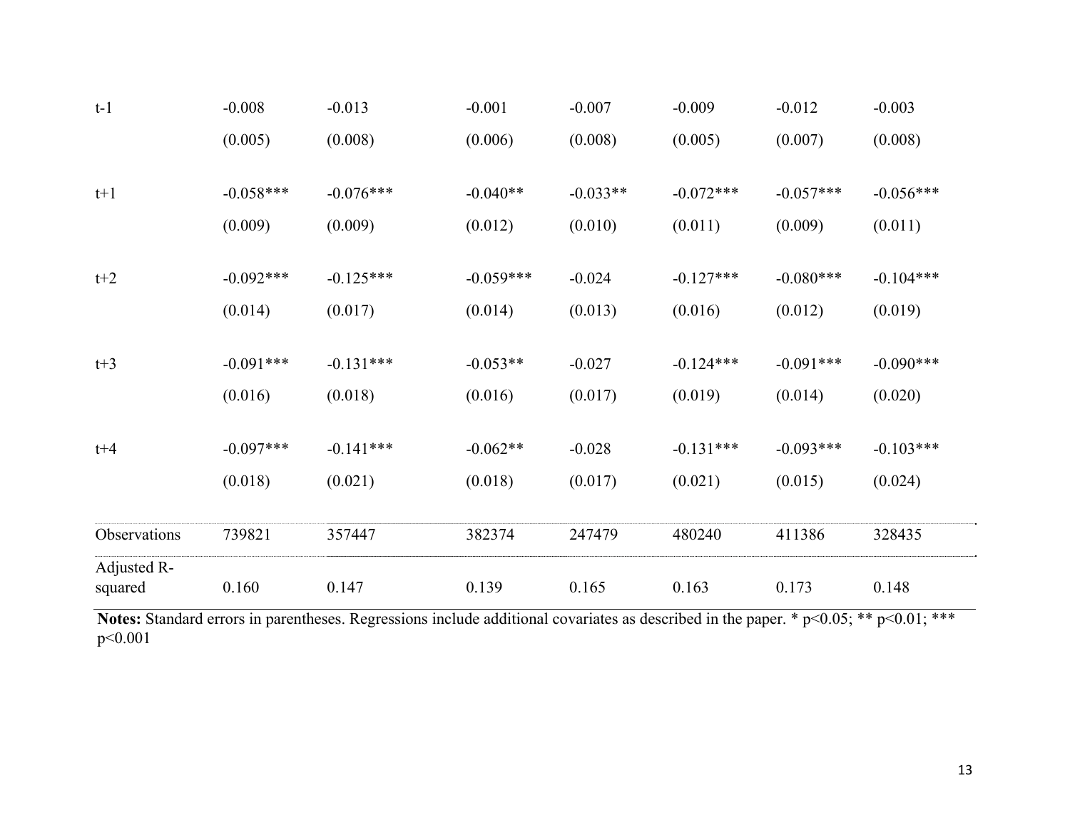| | | | | | | | |
|---|---|---|---|---|---|---|---|
| t-1 | -0.008 | -0.013 | -0.001 | -0.007 | -0.009 | -0.012 | -0.003 |
| | (0.005) | (0.008) | (0.006) | (0.008) | (0.005) | (0.007) | (0.008) |
| t+1 | -0.058*** | -0.076*** | -0.040** | -0.033** | -0.072*** | -0.057*** | -0.056*** |
| | (0.009) | (0.009) | (0.012) | (0.010) | (0.011) | (0.009) | (0.011) |
| t+2 | -0.092*** | -0.125*** | -0.059*** | -0.024 | -0.127*** | -0.080*** | -0.104*** |
| | (0.014) | (0.017) | (0.014) | (0.013) | (0.016) | (0.012) | (0.019) |
| t+3 | -0.091*** | -0.131*** | -0.053** | -0.027 | -0.124*** | -0.091*** | -0.090*** |
| | (0.016) | (0.018) | (0.016) | (0.017) | (0.019) | (0.014) | (0.020) |
| t+4 | -0.097*** | -0.141*** | -0.062** | -0.028 | -0.131*** | -0.093*** | -0.103*** |
| | (0.018) | (0.021) | (0.018) | (0.017) | (0.021) | (0.015) | (0.024) |
| Observations | 739821 | 357447 | 382374 | 247479 | 480240 | 411386 | 328435 |
| Adjusted R-squared | 0.160 | 0.147 | 0.139 | 0.165 | 0.163 | 0.173 | 0.148 |

**Notes:** Standard errors in parentheses. Regressions include additional covariates as described in the paper. * p<0.05; ** p<0.01; *** p<0.001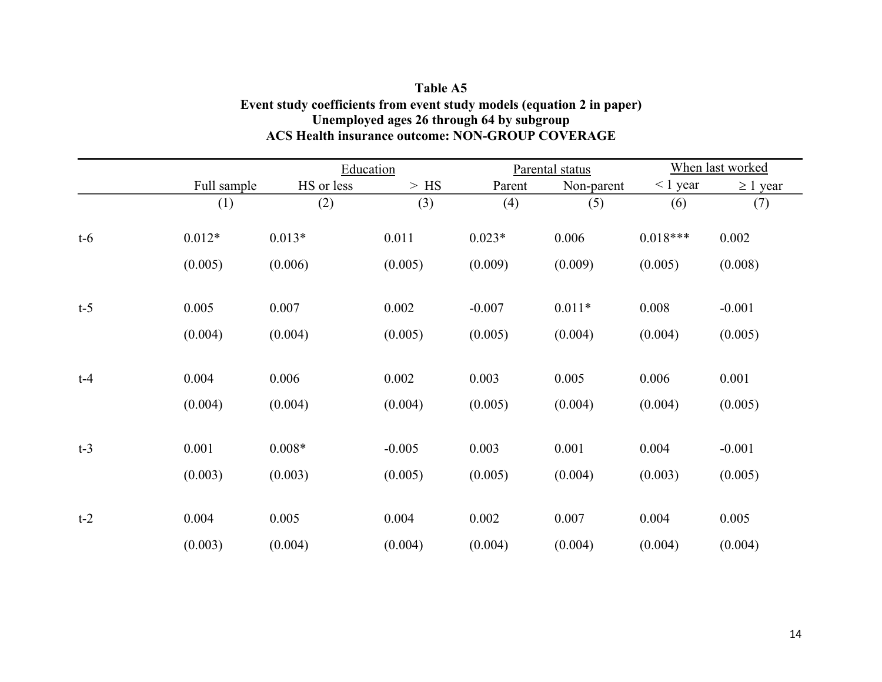**Table A5**
**Event study coefficients from event study models (equation 2 in paper)**
**Unemployed ages 26 through 64 by subgroup**
**ACS Health insurance outcome: NON-GROUP COVERAGE**

| | | Education | | Parental status | | When last worked | |
|---|---|---|---|---|---|---|---|
| | Full sample | HS or less | > HS | Parent | Non-parent | < 1 year | ≥ 1 year |
| | (1) | (2) | (3) | (4) | (5) | (6) | (7) |
| t-6 | 0.012* | 0.013* | 0.011 | 0.023* | 0.006 | 0.018*** | 0.002 |
| | (0.005) | (0.006) | (0.005) | (0.009) | (0.009) | (0.005) | (0.008) |
| t-5 | 0.005 | 0.007 | 0.002 | -0.007 | 0.011* | 0.008 | -0.001 |
| | (0.004) | (0.004) | (0.005) | (0.005) | (0.004) | (0.004) | (0.005) |
| t-4 | 0.004 | 0.006 | 0.002 | 0.003 | 0.005 | 0.006 | 0.001 |
| | (0.004) | (0.004) | (0.004) | (0.005) | (0.004) | (0.004) | (0.005) |
| t-3 | 0.001 | 0.008* | -0.005 | 0.003 | 0.001 | 0.004 | -0.001 |
| | (0.003) | (0.003) | (0.005) | (0.005) | (0.004) | (0.003) | (0.005) |
| t-2 | 0.004 | 0.005 | 0.004 | 0.002 | 0.007 | 0.004 | 0.005 |
| | (0.003) | (0.004) | (0.004) | (0.004) | (0.004) | (0.004) | (0.004) |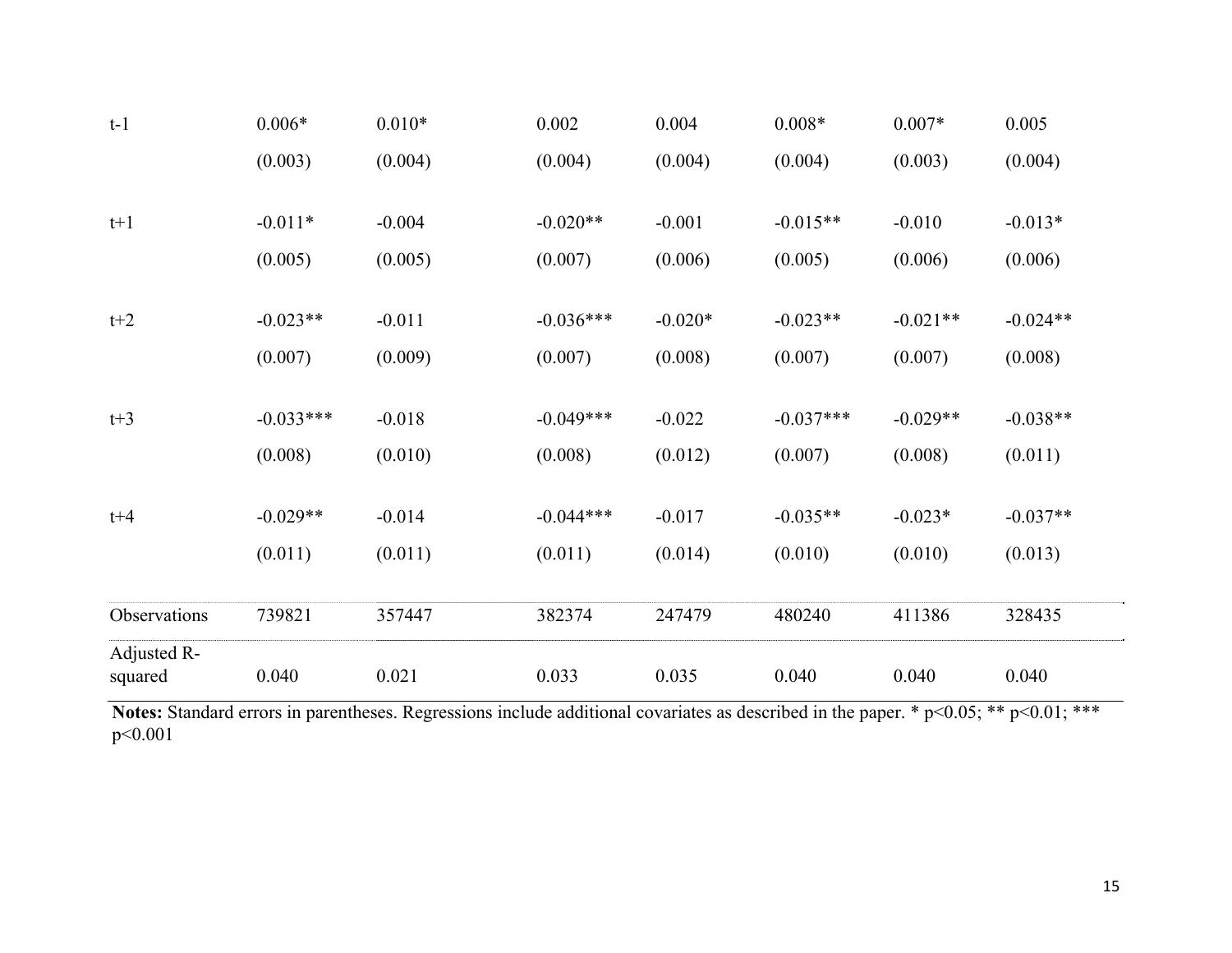| | | | | | | | |
|---|---|---|---|---|---|---|---|
| t-1 | 0.006* | 0.010* | 0.002 | 0.004 | 0.008* | 0.007* | 0.005 |
| | (0.003) | (0.004) | (0.004) | (0.004) | (0.004) | (0.003) | (0.004) |
| t+1 | -0.011* | -0.004 | -0.020** | -0.001 | -0.015** | -0.010 | -0.013* |
| | (0.005) | (0.005) | (0.007) | (0.006) | (0.005) | (0.006) | (0.006) |
| t+2 | -0.023** | -0.011 | -0.036*** | -0.020* | -0.023** | -0.021** | -0.024** |
| | (0.007) | (0.009) | (0.007) | (0.008) | (0.007) | (0.007) | (0.008) |
| t+3 | -0.033*** | -0.018 | -0.049*** | -0.022 | -0.037*** | -0.029** | -0.038** |
| | (0.008) | (0.010) | (0.008) | (0.012) | (0.007) | (0.008) | (0.011) |
| t+4 | -0.029** | -0.014 | -0.044*** | -0.017 | -0.035** | -0.023* | -0.037** |
| | (0.011) | (0.011) | (0.011) | (0.014) | (0.010) | (0.010) | (0.013) |
| Observations | 739821 | 357447 | 382374 | 247479 | 480240 | 411386 | 328435 |
| Adjusted R-squared | 0.040 | 0.021 | 0.033 | 0.035 | 0.040 | 0.040 | 0.040 |

**Notes:** Standard errors in parentheses. Regressions include additional covariates as described in the paper. * p<0.05; ** p<0.01; *** p<0.001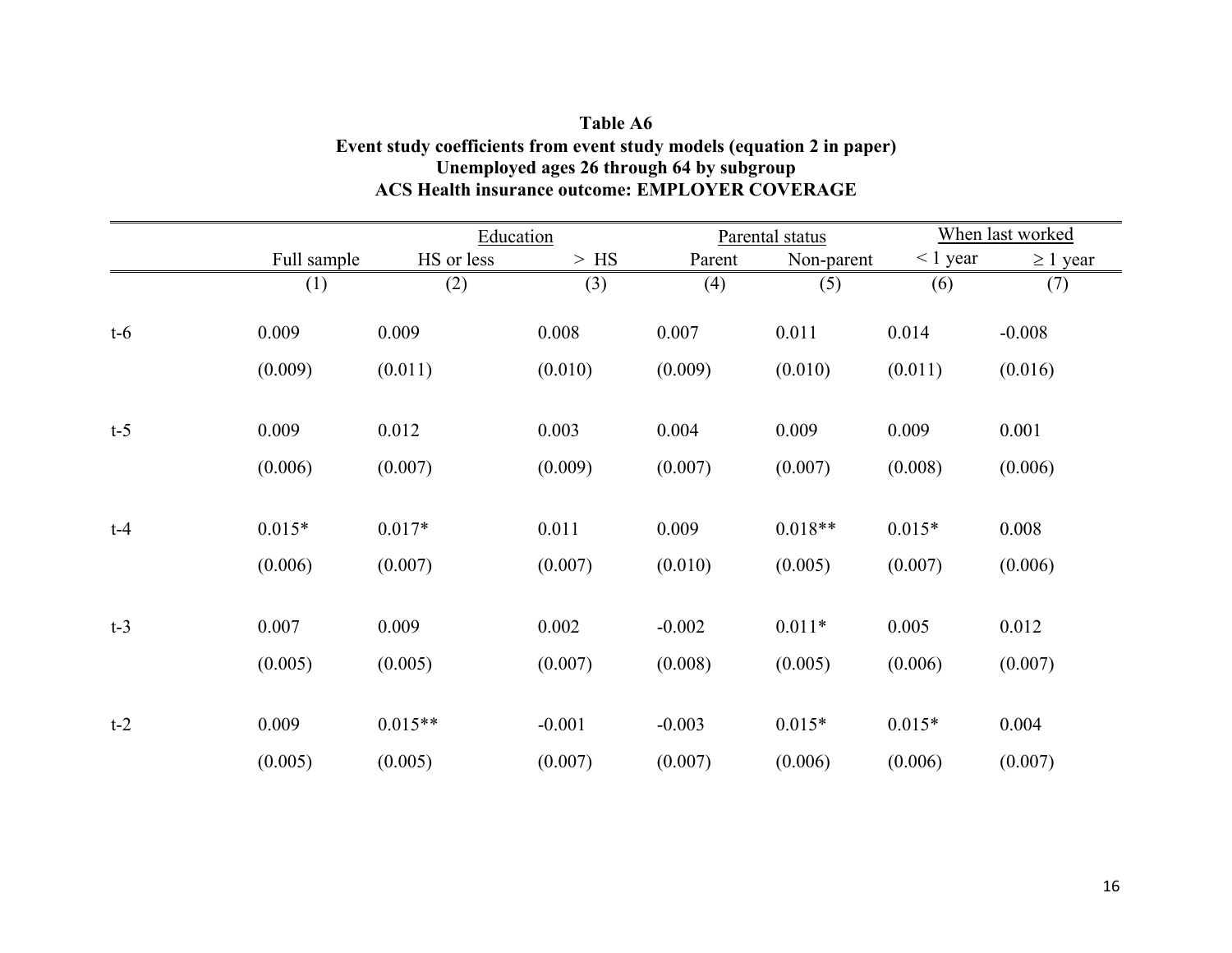**Table A6**
**Event study coefficients from event study models (equation 2 in paper)**
**Unemployed ages 26 through 64 by subgroup**
**ACS Health insurance outcome: EMPLOYER COVERAGE**

| | | Education | | Parental status | | When last worked | |
|---|---|---|---|---|---|---|---|
| | Full sample | HS or less | > HS | Parent | Non-parent | < 1 year | ≥ 1 year |
| | (1) | (2) | (3) | (4) | (5) | (6) | (7) |
| t-6 | 0.009 | 0.009 | 0.008 | 0.007 | 0.011 | 0.014 | -0.008 |
| | (0.009) | (0.011) | (0.010) | (0.009) | (0.010) | (0.011) | (0.016) |
| t-5 | 0.009 | 0.012 | 0.003 | 0.004 | 0.009 | 0.009 | 0.001 |
| | (0.006) | (0.007) | (0.009) | (0.007) | (0.007) | (0.008) | (0.006) |
| t-4 | 0.015* | 0.017* | 0.011 | 0.009 | 0.018** | 0.015* | 0.008 |
| | (0.006) | (0.007) | (0.007) | (0.010) | (0.005) | (0.007) | (0.006) |
| t-3 | 0.007 | 0.009 | 0.002 | -0.002 | 0.011* | 0.005 | 0.012 |
| | (0.005) | (0.005) | (0.007) | (0.008) | (0.005) | (0.006) | (0.007) |
| t-2 | 0.009 | 0.015** | -0.001 | -0.003 | 0.015* | 0.015* | 0.004 |
| | (0.005) | (0.005) | (0.007) | (0.007) | (0.006) | (0.006) | (0.007) |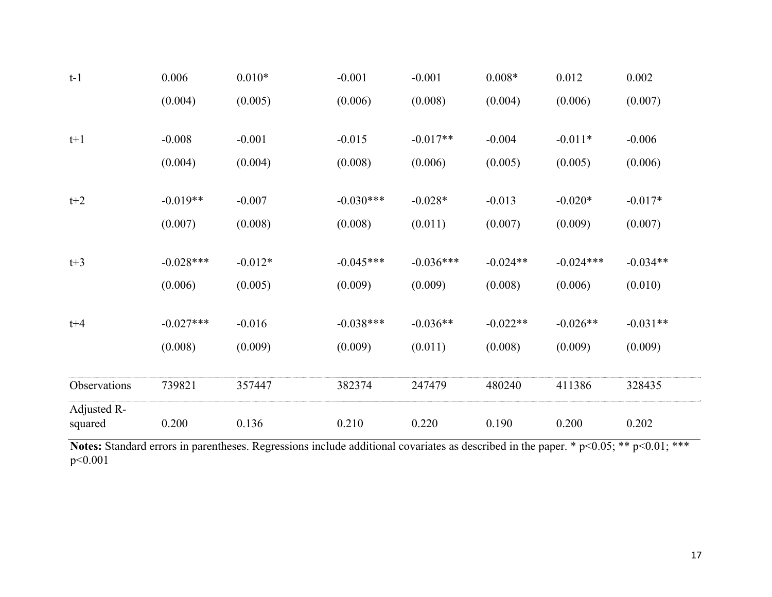| | | | | | | | |
|---|---|---|---|---|---|---|---|
| t-1 | 0.006 | 0.010* | -0.001 | -0.001 | 0.008* | 0.012 | 0.002 |
| | (0.004) | (0.005) | (0.006) | (0.008) | (0.004) | (0.006) | (0.007) |
| t+1 | -0.008 | -0.001 | -0.015 | -0.017** | -0.004 | -0.011* | -0.006 |
| | (0.004) | (0.004) | (0.008) | (0.006) | (0.005) | (0.005) | (0.006) |
| t+2 | -0.019** | -0.007 | -0.030*** | -0.028* | -0.013 | -0.020* | -0.017* |
| | (0.007) | (0.008) | (0.008) | (0.011) | (0.007) | (0.009) | (0.007) |
| t+3 | -0.028*** | -0.012* | -0.045*** | -0.036*** | -0.024** | -0.024*** | -0.034** |
| | (0.006) | (0.005) | (0.009) | (0.009) | (0.008) | (0.006) | (0.010) |
| t+4 | -0.027*** | -0.016 | -0.038*** | -0.036** | -0.022** | -0.026** | -0.031** |
| | (0.008) | (0.009) | (0.009) | (0.011) | (0.008) | (0.009) | (0.009) |
| Observations | 739821 | 357447 | 382374 | 247479 | 480240 | 411386 | 328435 |
| Adjusted R-squared | 0.200 | 0.136 | 0.210 | 0.220 | 0.190 | 0.200 | 0.202 |

**Notes:** Standard errors in parentheses. Regressions include additional covariates as described in the paper. * p<0.05; ** p<0.01; *** p<0.001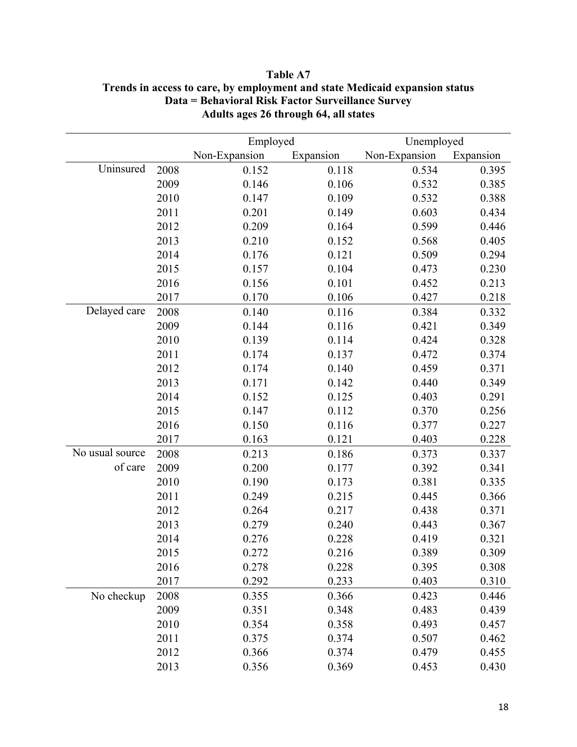**Table A7**
**Trends in access to care, by employment and state Medicaid expansion status**
**Data = Behavioral Risk Factor Surveillance Survey**
**Adults ages 26 through 64, all states**

| | | Employed | | Unemployed | |
|---|---|---|---|---|---|
| | | Non-Expansion | Expansion | Non-Expansion | Expansion |
| Uninsured | 2008 | 0.152 | 0.118 | 0.534 | 0.395 |
| | 2009 | 0.146 | 0.106 | 0.532 | 0.385 |
| | 2010 | 0.147 | 0.109 | 0.532 | 0.388 |
| | 2011 | 0.201 | 0.149 | 0.603 | 0.434 |
| | 2012 | 0.209 | 0.164 | 0.599 | 0.446 |
| | 2013 | 0.210 | 0.152 | 0.568 | 0.405 |
| | 2014 | 0.176 | 0.121 | 0.509 | 0.294 |
| | 2015 | 0.157 | 0.104 | 0.473 | 0.230 |
| | 2016 | 0.156 | 0.101 | 0.452 | 0.213 |
| | 2017 | 0.170 | 0.106 | 0.427 | 0.218 |
| Delayed care | 2008 | 0.140 | 0.116 | 0.384 | 0.332 |
| | 2009 | 0.144 | 0.116 | 0.421 | 0.349 |
| | 2010 | 0.139 | 0.114 | 0.424 | 0.328 |
| | 2011 | 0.174 | 0.137 | 0.472 | 0.374 |
| | 2012 | 0.174 | 0.140 | 0.459 | 0.371 |
| | 2013 | 0.171 | 0.142 | 0.440 | 0.349 |
| | 2014 | 0.152 | 0.125 | 0.403 | 0.291 |
| | 2015 | 0.147 | 0.112 | 0.370 | 0.256 |
| | 2016 | 0.150 | 0.116 | 0.377 | 0.227 |
| | 2017 | 0.163 | 0.121 | 0.403 | 0.228 |
| No usual source of care | 2008 | 0.213 | 0.186 | 0.373 | 0.337 |
| | 2009 | 0.200 | 0.177 | 0.392 | 0.341 |
| | 2010 | 0.190 | 0.173 | 0.381 | 0.335 |
| | 2011 | 0.249 | 0.215 | 0.445 | 0.366 |
| | 2012 | 0.264 | 0.217 | 0.438 | 0.371 |
| | 2013 | 0.279 | 0.240 | 0.443 | 0.367 |
| | 2014 | 0.276 | 0.228 | 0.419 | 0.321 |
| | 2015 | 0.272 | 0.216 | 0.389 | 0.309 |
| | 2016 | 0.278 | 0.228 | 0.395 | 0.308 |
| | 2017 | 0.292 | 0.233 | 0.403 | 0.310 |
| No checkup | 2008 | 0.355 | 0.366 | 0.423 | 0.446 |
| | 2009 | 0.351 | 0.348 | 0.483 | 0.439 |
| | 2010 | 0.354 | 0.358 | 0.493 | 0.457 |
| | 2011 | 0.375 | 0.374 | 0.507 | 0.462 |
| | 2012 | 0.366 | 0.374 | 0.479 | 0.455 |
| | 2013 | 0.356 | 0.369 | 0.453 | 0.430 |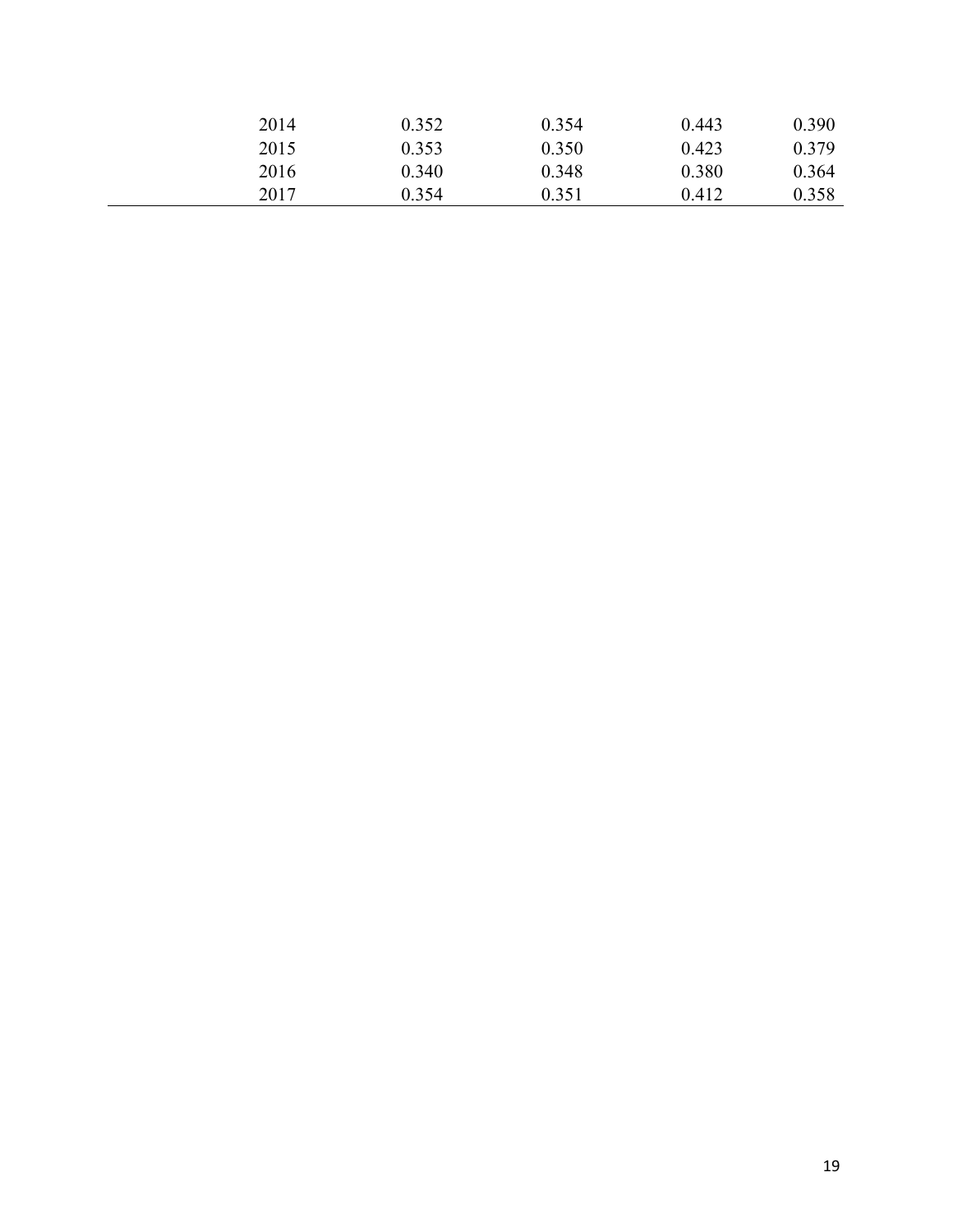| | | | | |
|---|---|---|---|---|
| 2014 | 0.352 | 0.354 | 0.443 | 0.390 |
| 2015 | 0.353 | 0.350 | 0.423 | 0.379 |
| 2016 | 0.340 | 0.348 | 0.380 | 0.364 |
| 2017 | 0.354 | 0.351 | 0.412 | 0.358 |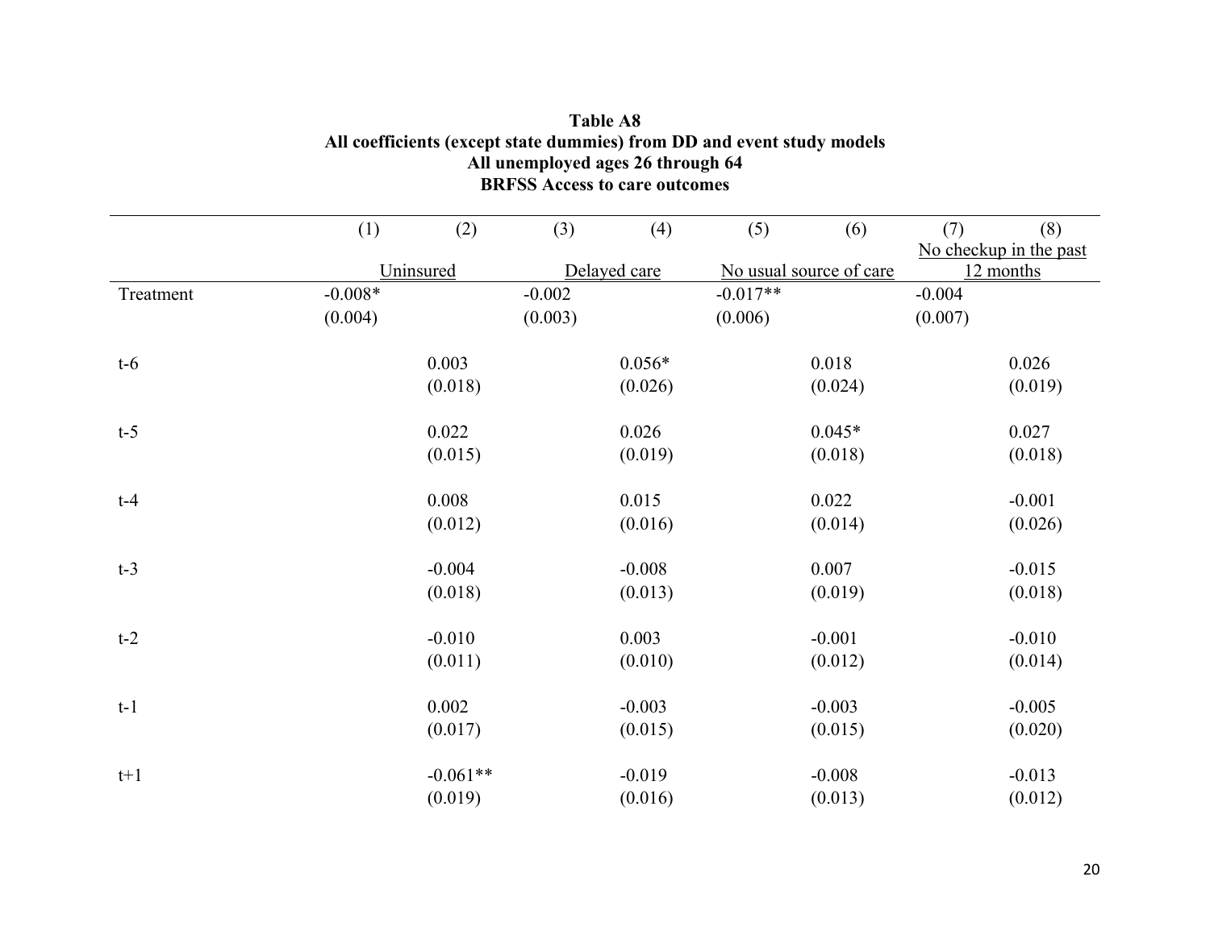**Table A8**
**All coefficients (except state dummies) from DD and event study models**
**All unemployed ages 26 through 64**
**BRFSS Access to care outcomes**

| | (1) | (2) | (3) | (4) | (5) | (6) | (7) | (8) |
|---|---|---|---|---|---|---|---|---|
| | Uninsured | | Delayed care | | No usual source of care | | No checkup in the past 12 months | |
| Treatment | -0.008* | | -0.002 | | -0.017** | | -0.004 | |
| | (0.004) | | (0.003) | | (0.006) | | (0.007) | |
| t-6 | | 0.003 | | 0.056* | | 0.018 | | 0.026 |
| | | (0.018) | | (0.026) | | (0.024) | | (0.019) |
| t-5 | | 0.022 | | 0.026 | | 0.045* | | 0.027 |
| | | (0.015) | | (0.019) | | (0.018) | | (0.018) |
| t-4 | | 0.008 | | 0.015 | | 0.022 | | -0.001 |
| | | (0.012) | | (0.016) | | (0.014) | | (0.026) |
| t-3 | | -0.004 | | -0.008 | | 0.007 | | -0.015 |
| | | (0.018) | | (0.013) | | (0.019) | | (0.018) |
| t-2 | | -0.010 | | 0.003 | | -0.001 | | -0.010 |
| | | (0.011) | | (0.010) | | (0.012) | | (0.014) |
| t-1 | | 0.002 | | -0.003 | | -0.003 | | -0.005 |
| | | (0.017) | | (0.015) | | (0.015) | | (0.020) |
| t+1 | | -0.061** | | -0.019 | | -0.008 | | -0.013 |
| | | (0.019) | | (0.016) | | (0.013) | | (0.012) |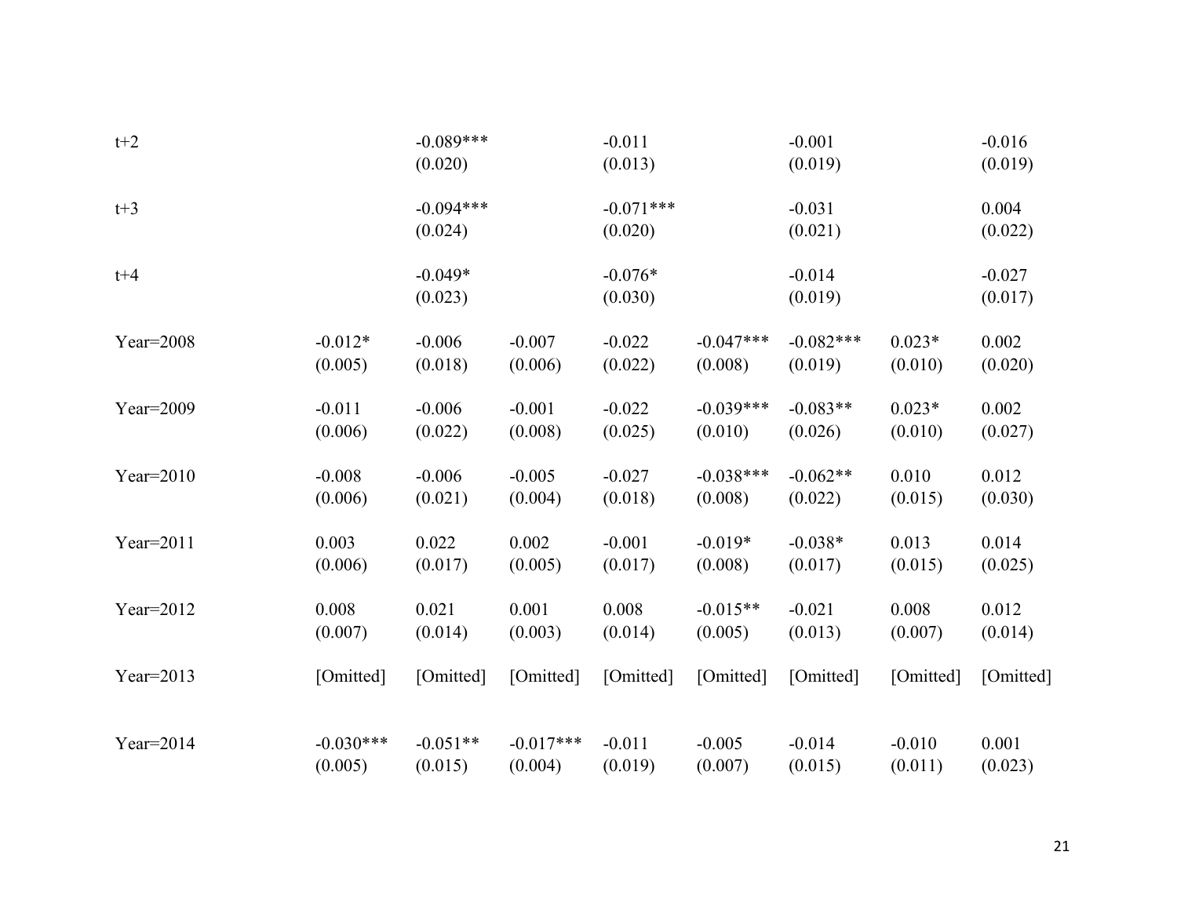| | | | | | | | | |
|---|---|---|---|---|---|---|---|---|
| t+2 | | -0.089*** | | -0.011 | | -0.001 | | -0.016 |
| | | (0.020) | | (0.013) | | (0.019) | | (0.019) |
| t+3 | | -0.094*** | | -0.071*** | | -0.031 | | 0.004 |
| | | (0.024) | | (0.020) | | (0.021) | | (0.022) |
| t+4 | | -0.049* | | -0.076* | | -0.014 | | -0.027 |
| | | (0.023) | | (0.030) | | (0.019) | | (0.017) |
| Year=2008 | -0.012* | -0.006 | -0.007 | -0.022 | -0.047*** | -0.082*** | 0.023* | 0.002 |
| | (0.005) | (0.018) | (0.006) | (0.022) | (0.008) | (0.019) | (0.010) | (0.020) |
| Year=2009 | -0.011 | -0.006 | -0.001 | -0.022 | -0.039*** | -0.083** | 0.023* | 0.002 |
| | (0.006) | (0.022) | (0.008) | (0.025) | (0.010) | (0.026) | (0.010) | (0.027) |
| Year=2010 | -0.008 | -0.006 | -0.005 | -0.027 | -0.038*** | -0.062** | 0.010 | 0.012 |
| | (0.006) | (0.021) | (0.004) | (0.018) | (0.008) | (0.022) | (0.015) | (0.030) |
| Year=2011 | 0.003 | 0.022 | 0.002 | -0.001 | -0.019* | -0.038* | 0.013 | 0.014 |
| | (0.006) | (0.017) | (0.005) | (0.017) | (0.008) | (0.017) | (0.015) | (0.025) |
| Year=2012 | 0.008 | 0.021 | 0.001 | 0.008 | -0.015** | -0.021 | 0.008 | 0.012 |
| | (0.007) | (0.014) | (0.003) | (0.014) | (0.005) | (0.013) | (0.007) | (0.014) |
| Year=2013 | [Omitted] | [Omitted] | [Omitted] | [Omitted] | [Omitted] | [Omitted] | [Omitted] | [Omitted] |
| Year=2014 | -0.030*** | -0.051** | -0.017*** | -0.011 | -0.005 | -0.014 | -0.010 | 0.001 |
| | (0.005) | (0.015) | (0.004) | (0.019) | (0.007) | (0.015) | (0.011) | (0.023) |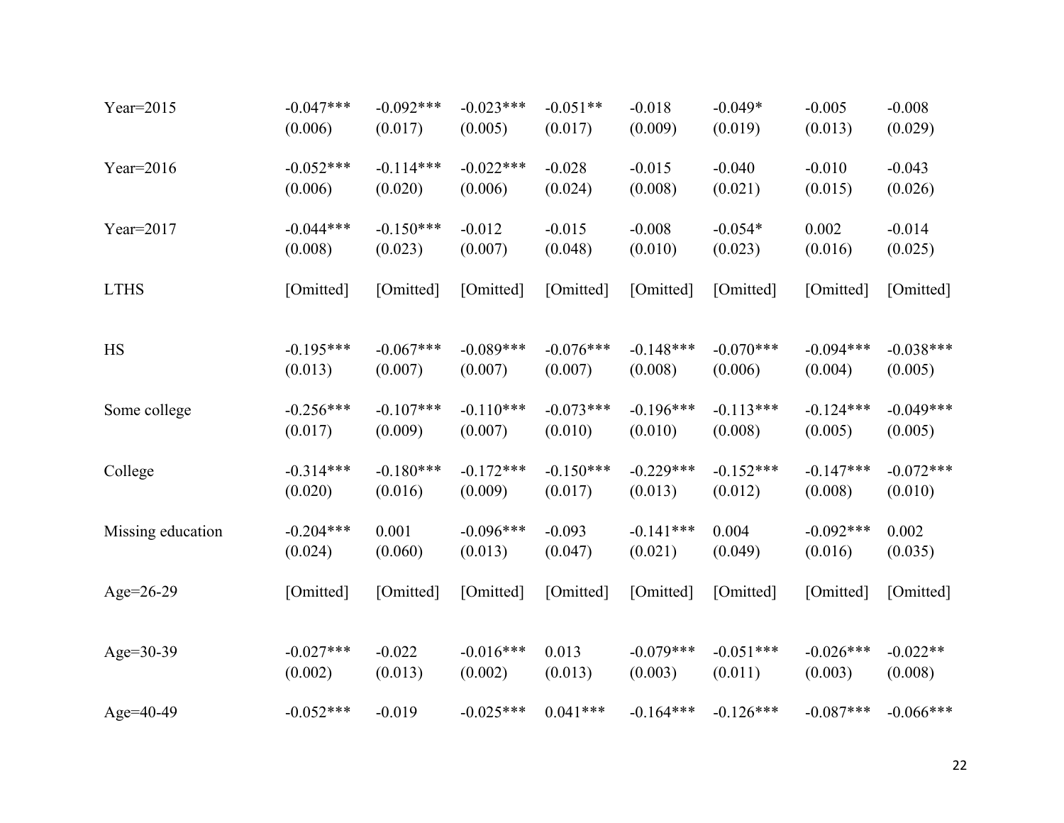| | | | | | | | | |
|---|---|---|---|---|---|---|---|---|
| Year=2015 | -0.047*** | -0.092*** | -0.023*** | -0.051** | -0.018 | -0.049* | -0.005 | -0.008 |
| | (0.006) | (0.017) | (0.005) | (0.017) | (0.009) | (0.019) | (0.013) | (0.029) |
| Year=2016 | -0.052*** | -0.114*** | -0.022*** | -0.028 | -0.015 | -0.040 | -0.010 | -0.043 |
| | (0.006) | (0.020) | (0.006) | (0.024) | (0.008) | (0.021) | (0.015) | (0.026) |
| Year=2017 | -0.044*** | -0.150*** | -0.012 | -0.015 | -0.008 | -0.054* | 0.002 | -0.014 |
| | (0.008) | (0.023) | (0.007) | (0.048) | (0.010) | (0.023) | (0.016) | (0.025) |
| LTHS | [Omitted] | [Omitted] | [Omitted] | [Omitted] | [Omitted] | [Omitted] | [Omitted] | [Omitted] |
| HS | -0.195*** | -0.067*** | -0.089*** | -0.076*** | -0.148*** | -0.070*** | -0.094*** | -0.038*** |
| | (0.013) | (0.007) | (0.007) | (0.007) | (0.008) | (0.006) | (0.004) | (0.005) |
| Some college | -0.256*** | -0.107*** | -0.110*** | -0.073*** | -0.196*** | -0.113*** | -0.124*** | -0.049*** |
| | (0.017) | (0.009) | (0.007) | (0.010) | (0.010) | (0.008) | (0.005) | (0.005) |
| College | -0.314*** | -0.180*** | -0.172*** | -0.150*** | -0.229*** | -0.152*** | -0.147*** | -0.072*** |
| | (0.020) | (0.016) | (0.009) | (0.017) | (0.013) | (0.012) | (0.008) | (0.010) |
| Missing education | -0.204*** | 0.001 | -0.096*** | -0.093 | -0.141*** | 0.004 | -0.092*** | 0.002 |
| | (0.024) | (0.060) | (0.013) | (0.047) | (0.021) | (0.049) | (0.016) | (0.035) |
| Age=26-29 | [Omitted] | [Omitted] | [Omitted] | [Omitted] | [Omitted] | [Omitted] | [Omitted] | [Omitted] |
| Age=30-39 | -0.027*** | -0.022 | -0.016*** | 0.013 | -0.079*** | -0.051*** | -0.026*** | -0.022** |
| | (0.002) | (0.013) | (0.002) | (0.013) | (0.003) | (0.011) | (0.003) | (0.008) |
| Age=40-49 | -0.052*** | -0.019 | -0.025*** | 0.041*** | -0.164*** | -0.126*** | -0.087*** | -0.066*** |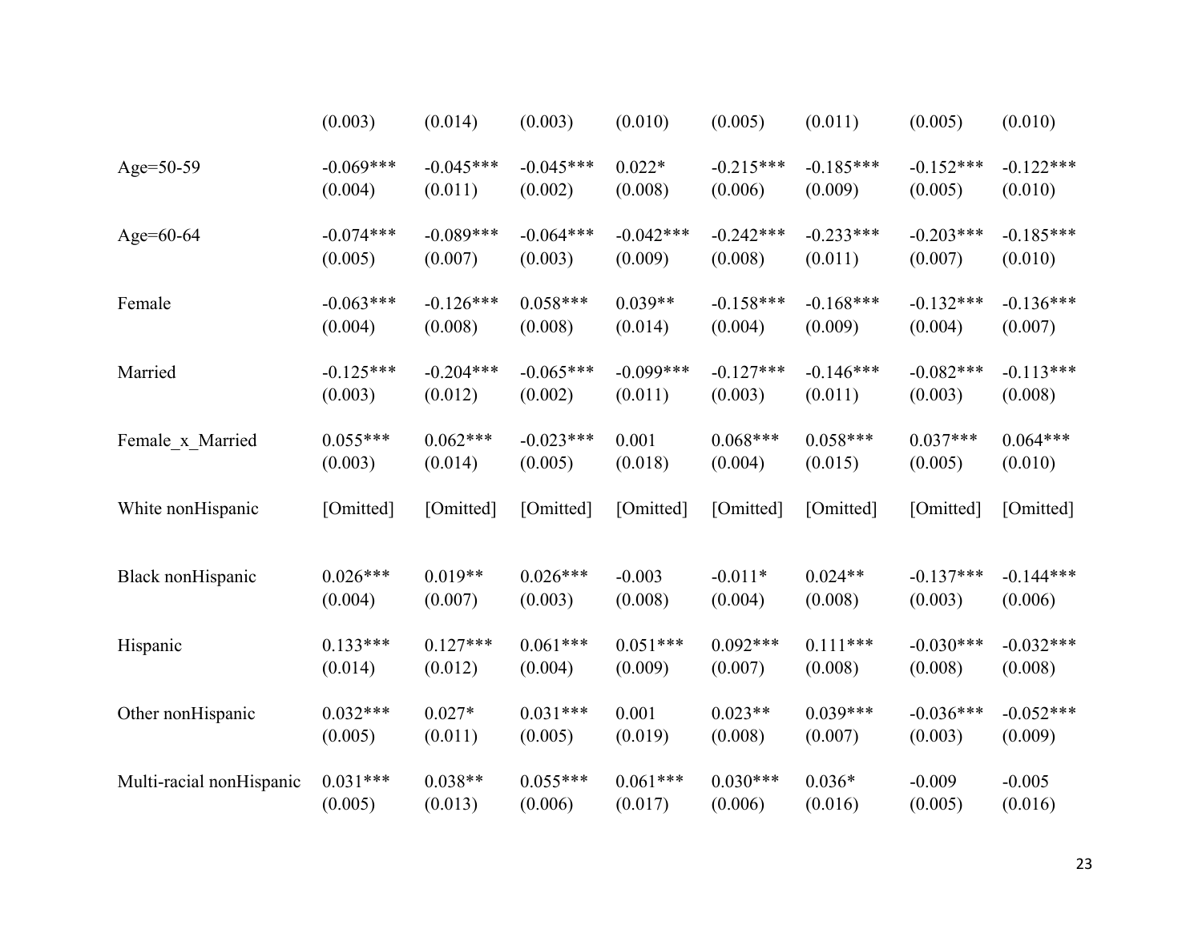| | | | | | | | | |
|---|---|---|---|---|---|---|---|---|
| | (0.003) | (0.014) | (0.003) | (0.010) | (0.005) | (0.011) | (0.005) | (0.010) |
| Age=50-59 | -0.069*** | -0.045*** | -0.045*** | 0.022* | -0.215*** | -0.185*** | -0.152*** | -0.122*** |
| | (0.004) | (0.011) | (0.002) | (0.008) | (0.006) | (0.009) | (0.005) | (0.010) |
| Age=60-64 | -0.074*** | -0.089*** | -0.064*** | -0.042*** | -0.242*** | -0.233*** | -0.203*** | -0.185*** |
| | (0.005) | (0.007) | (0.003) | (0.009) | (0.008) | (0.011) | (0.007) | (0.010) |
| Female | -0.063*** | -0.126*** | 0.058*** | 0.039** | -0.158*** | -0.168*** | -0.132*** | -0.136*** |
| | (0.004) | (0.008) | (0.008) | (0.014) | (0.004) | (0.009) | (0.004) | (0.007) |
| Married | -0.125*** | -0.204*** | -0.065*** | -0.099*** | -0.127*** | -0.146*** | -0.082*** | -0.113*** |
| | (0.003) | (0.012) | (0.002) | (0.011) | (0.003) | (0.011) | (0.003) | (0.008) |
| Female_x_Married | 0.055*** | 0.062*** | -0.023*** | 0.001 | 0.068*** | 0.058*** | 0.037*** | 0.064*** |
| | (0.003) | (0.014) | (0.005) | (0.018) | (0.004) | (0.015) | (0.005) | (0.010) |
| White nonHispanic | [Omitted] | [Omitted] | [Omitted] | [Omitted] | [Omitted] | [Omitted] | [Omitted] | [Omitted] |
| Black nonHispanic | 0.026*** | 0.019** | 0.026*** | -0.003 | -0.011* | 0.024** | -0.137*** | -0.144*** |
| | (0.004) | (0.007) | (0.003) | (0.008) | (0.004) | (0.008) | (0.003) | (0.006) |
| Hispanic | 0.133*** | 0.127*** | 0.061*** | 0.051*** | 0.092*** | 0.111*** | -0.030*** | -0.032*** |
| | (0.014) | (0.012) | (0.004) | (0.009) | (0.007) | (0.008) | (0.008) | (0.008) |
| Other nonHispanic | 0.032*** | 0.027* | 0.031*** | 0.001 | 0.023** | 0.039*** | -0.036*** | -0.052*** |
| | (0.005) | (0.011) | (0.005) | (0.019) | (0.008) | (0.007) | (0.003) | (0.009) |
| Multi-racial nonHispanic | 0.031*** | 0.038** | 0.055*** | 0.061*** | 0.030*** | 0.036* | -0.009 | -0.005 |
| | (0.005) | (0.013) | (0.006) | (0.017) | (0.006) | (0.016) | (0.005) | (0.016) |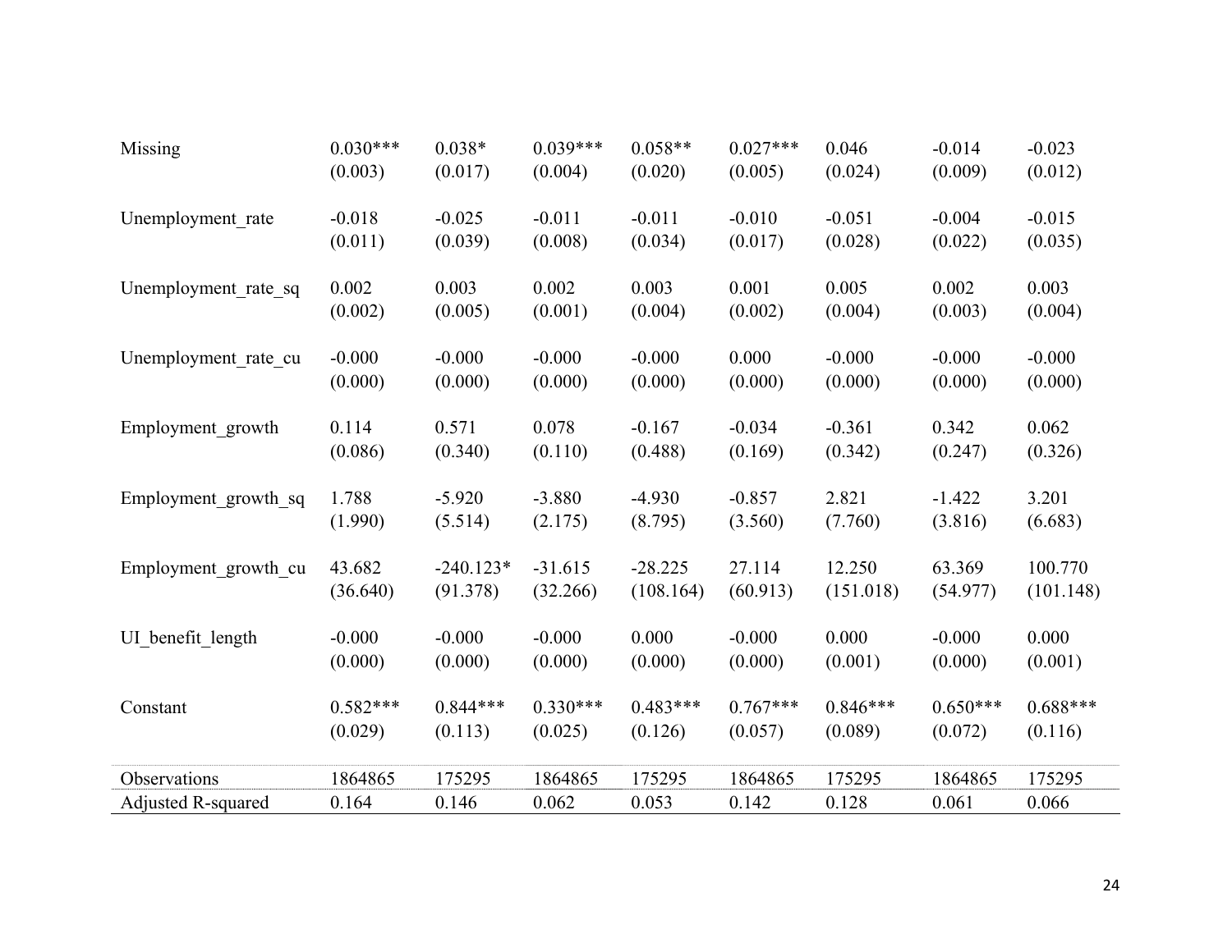| | | | | | | | | |
|---|---|---|---|---|---|---|---|---|
| Missing | 0.030*** | 0.038* | 0.039*** | 0.058** | 0.027*** | 0.046 | -0.014 | -0.023 |
| | (0.003) | (0.017) | (0.004) | (0.020) | (0.005) | (0.024) | (0.009) | (0.012) |
| Unemployment_rate | -0.018 | -0.025 | -0.011 | -0.011 | -0.010 | -0.051 | -0.004 | -0.015 |
| | (0.011) | (0.039) | (0.008) | (0.034) | (0.017) | (0.028) | (0.022) | (0.035) |
| Unemployment_rate_sq | 0.002 | 0.003 | 0.002 | 0.003 | 0.001 | 0.005 | 0.002 | 0.003 |
| | (0.002) | (0.005) | (0.001) | (0.004) | (0.002) | (0.004) | (0.003) | (0.004) |
| Unemployment_rate_cu | -0.000 | -0.000 | -0.000 | -0.000 | 0.000 | -0.000 | -0.000 | -0.000 |
| | (0.000) | (0.000) | (0.000) | (0.000) | (0.000) | (0.000) | (0.000) | (0.000) |
| Employment_growth | 0.114 | 0.571 | 0.078 | -0.167 | -0.034 | -0.361 | 0.342 | 0.062 |
| | (0.086) | (0.340) | (0.110) | (0.488) | (0.169) | (0.342) | (0.247) | (0.326) |
| Employment_growth_sq | 1.788 | -5.920 | -3.880 | -4.930 | -0.857 | 2.821 | -1.422 | 3.201 |
| | (1.990) | (5.514) | (2.175) | (8.795) | (3.560) | (7.760) | (3.816) | (6.683) |
| Employment_growth_cu | 43.682 | -240.123* | -31.615 | -28.225 | 27.114 | 12.250 | 63.369 | 100.770 |
| | (36.640) | (91.378) | (32.266) | (108.164) | (60.913) | (151.018) | (54.977) | (101.148) |
| UI_benefit_length | -0.000 | -0.000 | -0.000 | 0.000 | -0.000 | 0.000 | -0.000 | 0.000 |
| | (0.000) | (0.000) | (0.000) | (0.000) | (0.000) | (0.001) | (0.000) | (0.001) |
| Constant | 0.582*** | 0.844*** | 0.330*** | 0.483*** | 0.767*** | 0.846*** | 0.650*** | 0.688*** |
| | (0.029) | (0.113) | (0.025) | (0.126) | (0.057) | (0.089) | (0.072) | (0.116) |
| Observations | 1864865 | 175295 | 1864865 | 175295 | 1864865 | 175295 | 1864865 | 175295 |
| Adjusted R-squared | 0.164 | 0.146 | 0.062 | 0.053 | 0.142 | 0.128 | 0.061 | 0.066 |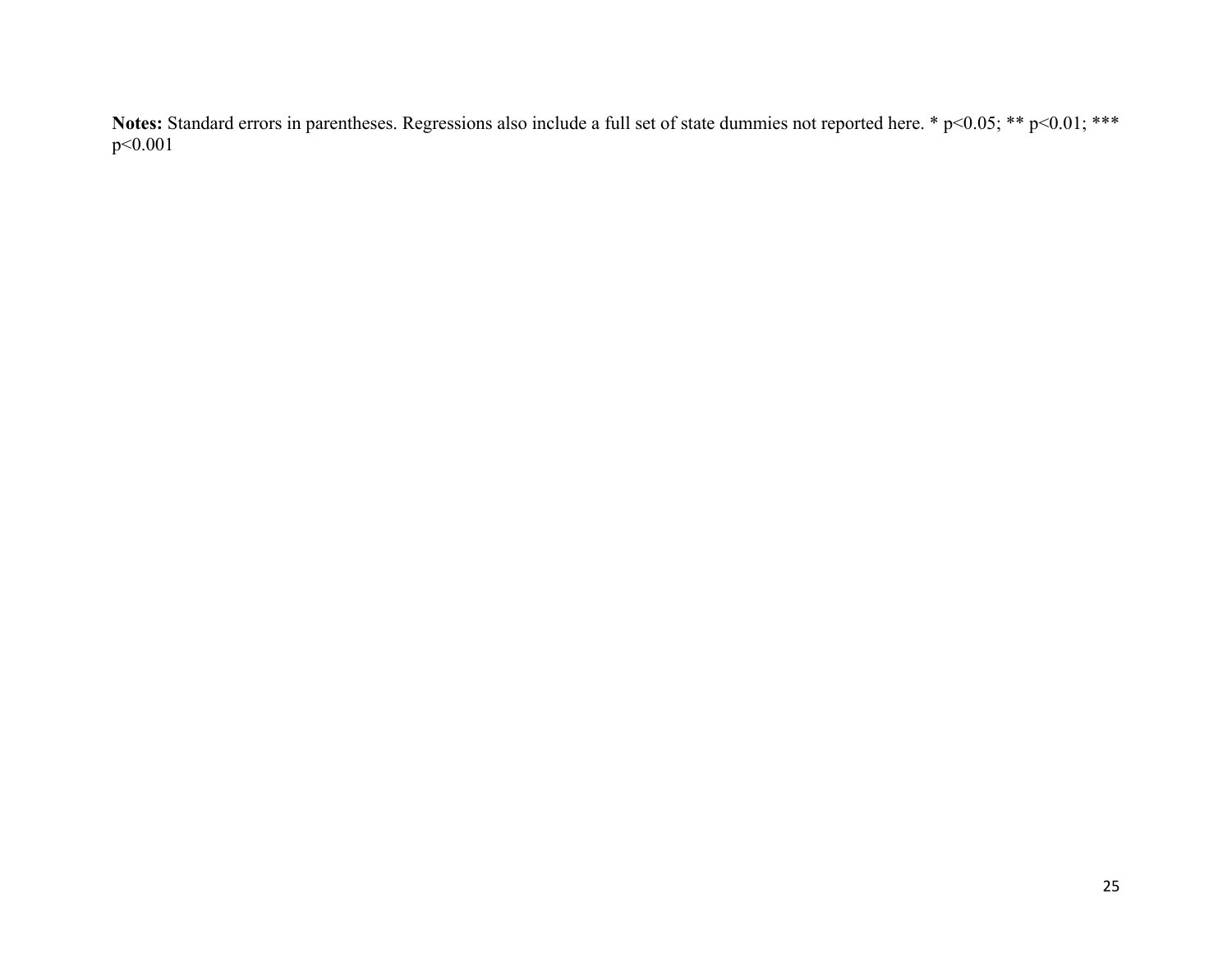**Notes:** Standard errors in parentheses. Regressions also include a full set of state dummies not reported here. * $p<0.05$; ** $p<0.01$; *** $p<0.001$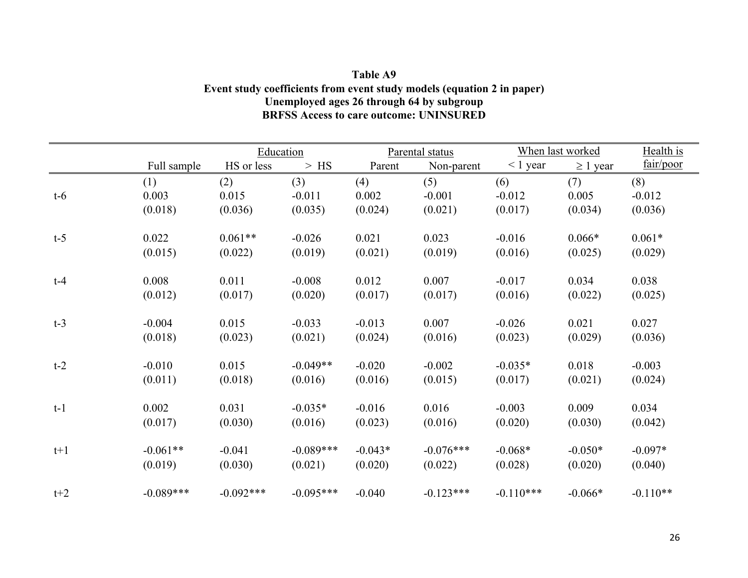**Table A9**
**Event study coefficients from event study models (equation 2 in paper)**
**Unemployed ages 26 through 64 by subgroup**
**BRFSS Access to care outcome: UNINSURED**

| | | Education | | Parental status | | When last worked | | Health is |
|---|---|---|---|---|---|---|---|---|
| | Full sample | HS or less | > HS | Parent | Non-parent | < 1 year | ≥ 1 year | fair/poor |
| | (1) | (2) | (3) | (4) | (5) | (6) | (7) | (8) |
| t-6 | 0.003 | 0.015 | -0.011 | 0.002 | -0.001 | -0.012 | 0.005 | -0.012 |
| | (0.018) | (0.036) | (0.035) | (0.024) | (0.021) | (0.017) | (0.034) | (0.036) |
| t-5 | 0.022 | 0.061** | -0.026 | 0.021 | 0.023 | -0.016 | 0.066* | 0.061* |
| | (0.015) | (0.022) | (0.019) | (0.021) | (0.019) | (0.016) | (0.025) | (0.029) |
| t-4 | 0.008 | 0.011 | -0.008 | 0.012 | 0.007 | -0.017 | 0.034 | 0.038 |
| | (0.012) | (0.017) | (0.020) | (0.017) | (0.017) | (0.016) | (0.022) | (0.025) |
| t-3 | -0.004 | 0.015 | -0.033 | -0.013 | 0.007 | -0.026 | 0.021 | 0.027 |
| | (0.018) | (0.023) | (0.021) | (0.024) | (0.016) | (0.023) | (0.029) | (0.036) |
| t-2 | -0.010 | 0.015 | -0.049** | -0.020 | -0.002 | -0.035* | 0.018 | -0.003 |
| | (0.011) | (0.018) | (0.016) | (0.016) | (0.015) | (0.017) | (0.021) | (0.024) |
| t-1 | 0.002 | 0.031 | -0.035* | -0.016 | 0.016 | -0.003 | 0.009 | 0.034 |
| | (0.017) | (0.030) | (0.016) | (0.023) | (0.016) | (0.020) | (0.030) | (0.042) |
| t+1 | -0.061** | -0.041 | -0.089*** | -0.043* | -0.076*** | -0.068* | -0.050* | -0.097* |
| | (0.019) | (0.030) | (0.021) | (0.020) | (0.022) | (0.028) | (0.020) | (0.040) |
| t+2 | -0.089*** | -0.092*** | -0.095*** | -0.040 | -0.123*** | -0.110*** | -0.066* | -0.110** |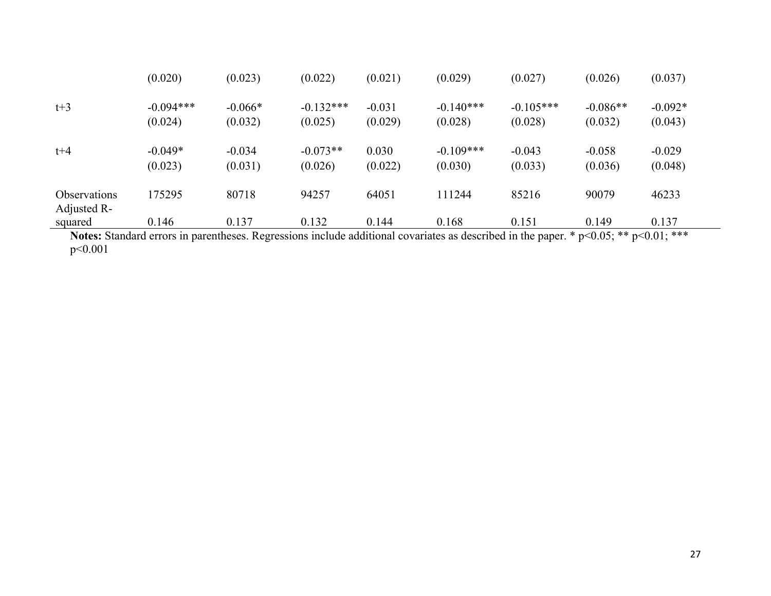| | | | | | | | | |
|---|---|---|---|---|---|---|---|---|
| | (0.020) | (0.023) | (0.022) | (0.021) | (0.029) | (0.027) | (0.026) | (0.037) |
| t+3 | -0.094*** | -0.066* | -0.132*** | -0.031 | -0.140*** | -0.105*** | -0.086** | -0.092* |
| | (0.024) | (0.032) | (0.025) | (0.029) | (0.028) | (0.028) | (0.032) | (0.043) |
| t+4 | -0.049* | -0.034 | -0.073** | 0.030 | -0.109*** | -0.043 | -0.058 | -0.029 |
| | (0.023) | (0.031) | (0.026) | (0.022) | (0.030) | (0.033) | (0.036) | (0.048) |
| Observations | 175295 | 80718 | 94257 | 64051 | 111244 | 85216 | 90079 | 46233 |
| Adjusted R-squared | 0.146 | 0.137 | 0.132 | 0.144 | 0.168 | 0.151 | 0.149 | 0.137 |

**Notes:** Standard errors in parentheses. Regressions include additional covariates as described in the paper. * p<0.05; ** p<0.01; *** p<0.001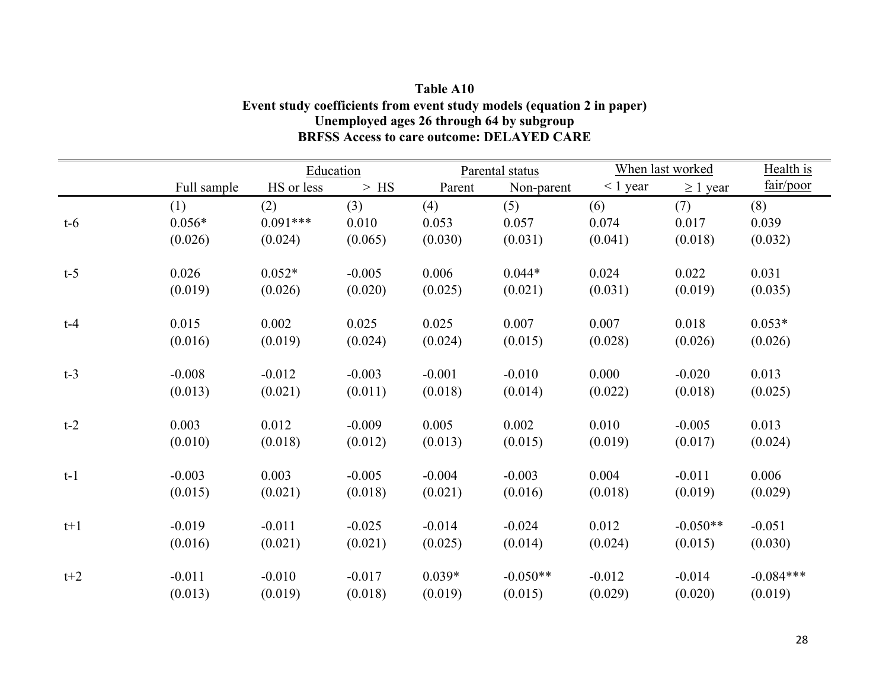**Table A10**
**Event study coefficients from event study models (equation 2 in paper)**
**Unemployed ages 26 through 64 by subgroup**
**BRFSS Access to care outcome: DELAYED CARE**

| | | Education | | Parental status | | When last worked | | Health is |
|---|---|---|---|---|---|---|---|---|
| | Full sample | HS or less | > HS | Parent | Non-parent | < 1 year | ≥ 1 year | fair/poor |
| | (1) | (2) | (3) | (4) | (5) | (6) | (7) | (8) |
| t-6 | 0.056* | 0.091*** | 0.010 | 0.053 | 0.057 | 0.074 | 0.017 | 0.039 |
| | (0.026) | (0.024) | (0.065) | (0.030) | (0.031) | (0.041) | (0.018) | (0.032) |
| t-5 | 0.026 | 0.052* | -0.005 | 0.006 | 0.044* | 0.024 | 0.022 | 0.031 |
| | (0.019) | (0.026) | (0.020) | (0.025) | (0.021) | (0.031) | (0.019) | (0.035) |
| t-4 | 0.015 | 0.002 | 0.025 | 0.025 | 0.007 | 0.007 | 0.018 | 0.053* |
| | (0.016) | (0.019) | (0.024) | (0.024) | (0.015) | (0.028) | (0.026) | (0.026) |
| t-3 | -0.008 | -0.012 | -0.003 | -0.001 | -0.010 | 0.000 | -0.020 | 0.013 |
| | (0.013) | (0.021) | (0.011) | (0.018) | (0.014) | (0.022) | (0.018) | (0.025) |
| t-2 | 0.003 | 0.012 | -0.009 | 0.005 | 0.002 | 0.010 | -0.005 | 0.013 |
| | (0.010) | (0.018) | (0.012) | (0.013) | (0.015) | (0.019) | (0.017) | (0.024) |
| t-1 | -0.003 | 0.003 | -0.005 | -0.004 | -0.003 | 0.004 | -0.011 | 0.006 |
| | (0.015) | (0.021) | (0.018) | (0.021) | (0.016) | (0.018) | (0.019) | (0.029) |
| t+1 | -0.019 | -0.011 | -0.025 | -0.014 | -0.024 | 0.012 | -0.050** | -0.051 |
| | (0.016) | (0.021) | (0.021) | (0.025) | (0.014) | (0.024) | (0.015) | (0.030) |
| t+2 | -0.011 | -0.010 | -0.017 | 0.039* | -0.050** | -0.012 | -0.014 | -0.084*** |
| | (0.013) | (0.019) | (0.018) | (0.019) | (0.015) | (0.029) | (0.020) | (0.019) |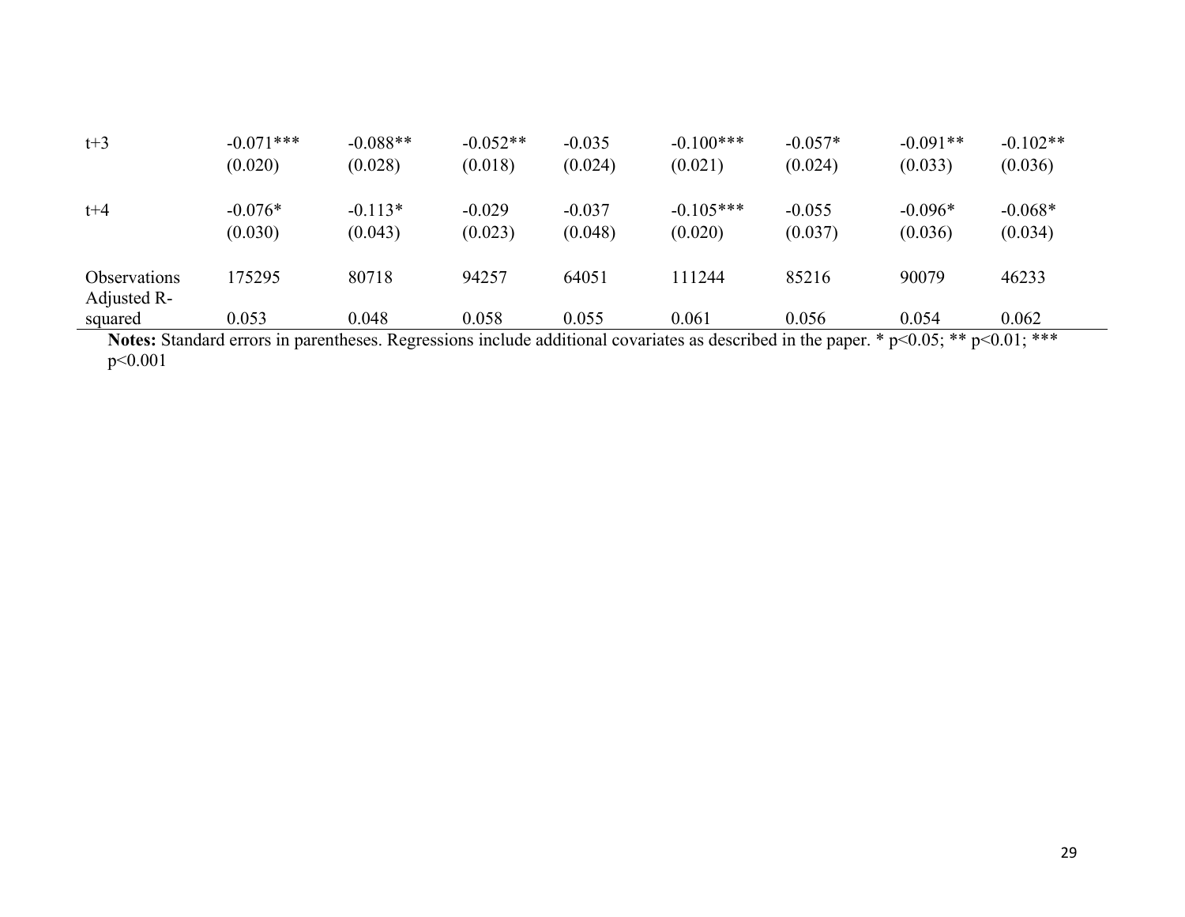| | | | | | | | | |
|---|---|---|---|---|---|---|---|---|
| t+3 | -0.071*** | -0.088** | -0.052** | -0.035 | -0.100*** | -0.057* | -0.091** | -0.102** |
| | (0.020) | (0.028) | (0.018) | (0.024) | (0.021) | (0.024) | (0.033) | (0.036) |
| t+4 | -0.076* | -0.113* | -0.029 | -0.037 | -0.105*** | -0.055 | -0.096* | -0.068* |
| | (0.030) | (0.043) | (0.023) | (0.048) | (0.020) | (0.037) | (0.036) | (0.034) |
| Observations | 175295 | 80718 | 94257 | 64051 | 111244 | 85216 | 90079 | 46233 |
| Adjusted R-squared | 0.053 | 0.048 | 0.058 | 0.055 | 0.061 | 0.056 | 0.054 | 0.062 |

**Notes:** Standard errors in parentheses. Regressions include additional covariates as described in the paper. * p<0.05; ** p<0.01; *** p<0.001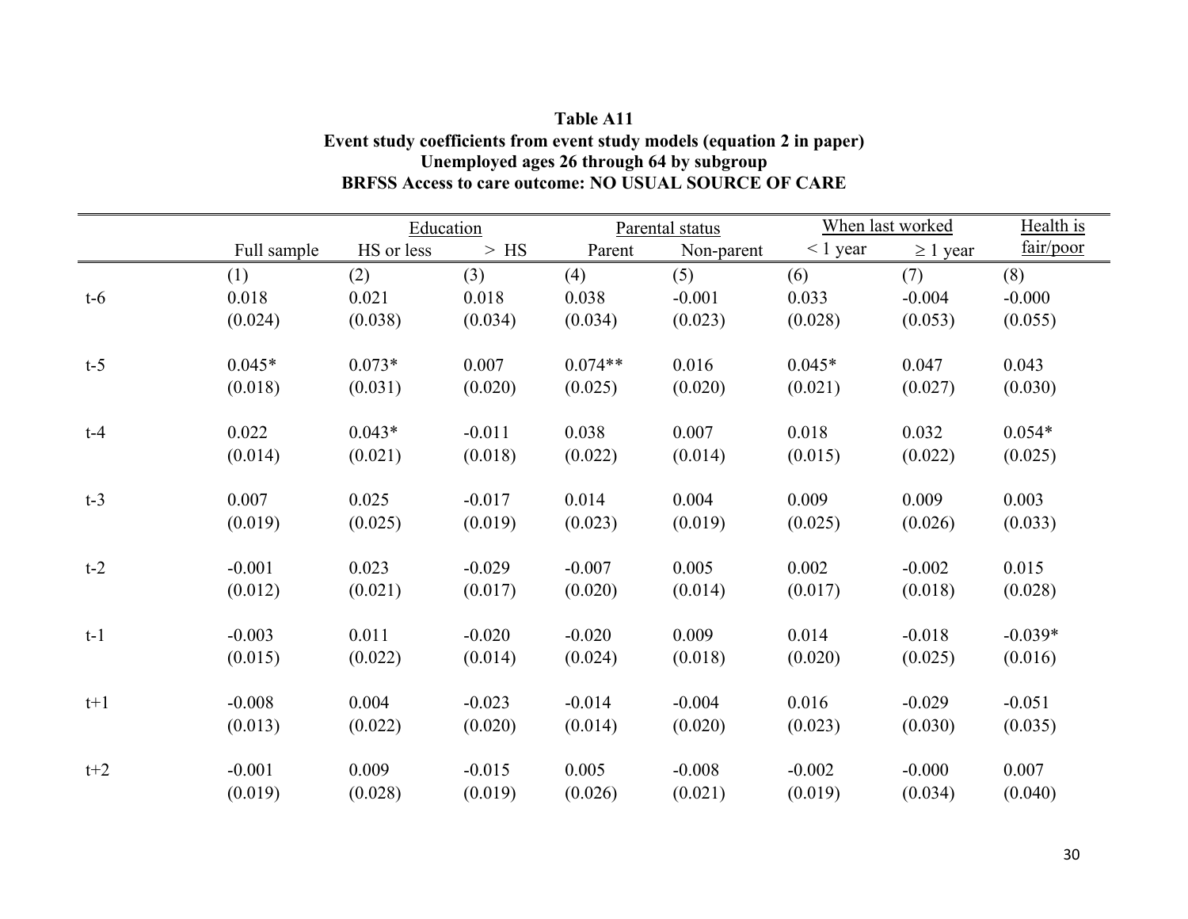**Table A11**
**Event study coefficients from event study models (equation 2 in paper)**
**Unemployed ages 26 through 64 by subgroup**
**BRFSS Access to care outcome: NO USUAL SOURCE OF CARE**

| | | Education | | Parental status | | When last worked | | Health is |
|---|---|---|---|---|---|---|---|---|
| | Full sample | HS or less | > HS | Parent | Non-parent | < 1 year | ≥ 1 year | fair/poor |
| | (1) | (2) | (3) | (4) | (5) | (6) | (7) | (8) |
| t-6 | 0.018 | 0.021 | 0.018 | 0.038 | -0.001 | 0.033 | -0.004 | -0.000 |
| | (0.024) | (0.038) | (0.034) | (0.034) | (0.023) | (0.028) | (0.053) | (0.055) |
| t-5 | 0.045* | 0.073* | 0.007 | 0.074** | 0.016 | 0.045* | 0.047 | 0.043 |
| | (0.018) | (0.031) | (0.020) | (0.025) | (0.020) | (0.021) | (0.027) | (0.030) |
| t-4 | 0.022 | 0.043* | -0.011 | 0.038 | 0.007 | 0.018 | 0.032 | 0.054* |
| | (0.014) | (0.021) | (0.018) | (0.022) | (0.014) | (0.015) | (0.022) | (0.025) |
| t-3 | 0.007 | 0.025 | -0.017 | 0.014 | 0.004 | 0.009 | 0.009 | 0.003 |
| | (0.019) | (0.025) | (0.019) | (0.023) | (0.019) | (0.025) | (0.026) | (0.033) |
| t-2 | -0.001 | 0.023 | -0.029 | -0.007 | 0.005 | 0.002 | -0.002 | 0.015 |
| | (0.012) | (0.021) | (0.017) | (0.020) | (0.014) | (0.017) | (0.018) | (0.028) |
| t-1 | -0.003 | 0.011 | -0.020 | -0.020 | 0.009 | 0.014 | -0.018 | -0.039* |
| | (0.015) | (0.022) | (0.014) | (0.024) | (0.018) | (0.020) | (0.025) | (0.016) |
| t+1 | -0.008 | 0.004 | -0.023 | -0.014 | -0.004 | 0.016 | -0.029 | -0.051 |
| | (0.013) | (0.022) | (0.020) | (0.014) | (0.020) | (0.023) | (0.030) | (0.035) |
| t+2 | -0.001 | 0.009 | -0.015 | 0.005 | -0.008 | -0.002 | -0.000 | 0.007 |
| | (0.019) | (0.028) | (0.019) | (0.026) | (0.021) | (0.019) | (0.034) | (0.040) |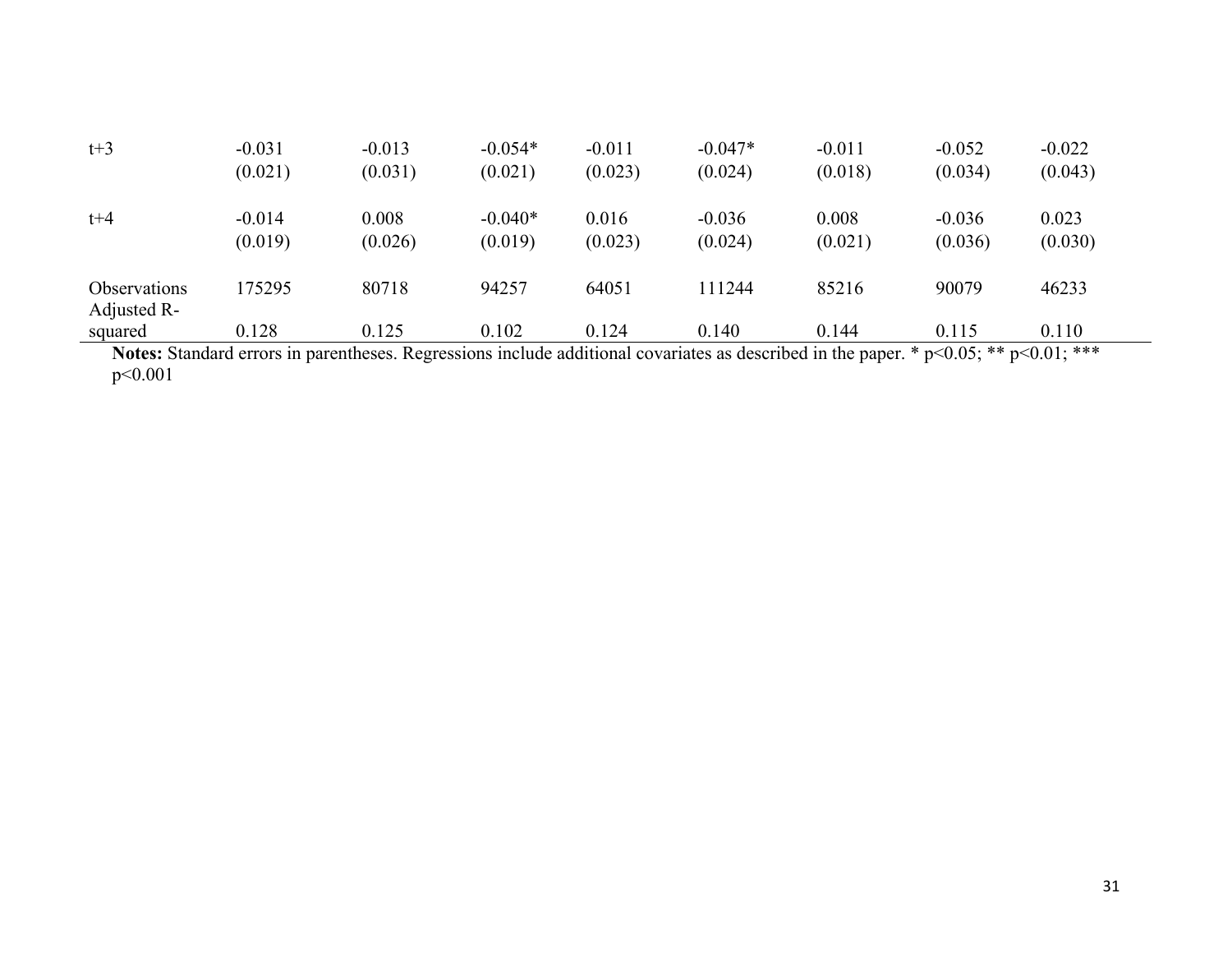| | | | | | | | | |
|---|---|---|---|---|---|---|---|---|
| t+3 | -0.031 | -0.013 | -0.054* | -0.011 | -0.047* | -0.011 | -0.052 | -0.022 |
| | (0.021) | (0.031) | (0.021) | (0.023) | (0.024) | (0.018) | (0.034) | (0.043) |
| t+4 | -0.014 | 0.008 | -0.040* | 0.016 | -0.036 | 0.008 | -0.036 | 0.023 |
| | (0.019) | (0.026) | (0.019) | (0.023) | (0.024) | (0.021) | (0.036) | (0.030) |
| Observations | 175295 | 80718 | 94257 | 64051 | 111244 | 85216 | 90079 | 46233 |
| Adjusted R-squared | 0.128 | 0.125 | 0.102 | 0.124 | 0.140 | 0.144 | 0.115 | 0.110 |

**Notes:** Standard errors in parentheses. Regressions include additional covariates as described in the paper. * p<0.05; ** p<0.01; *** p<0.001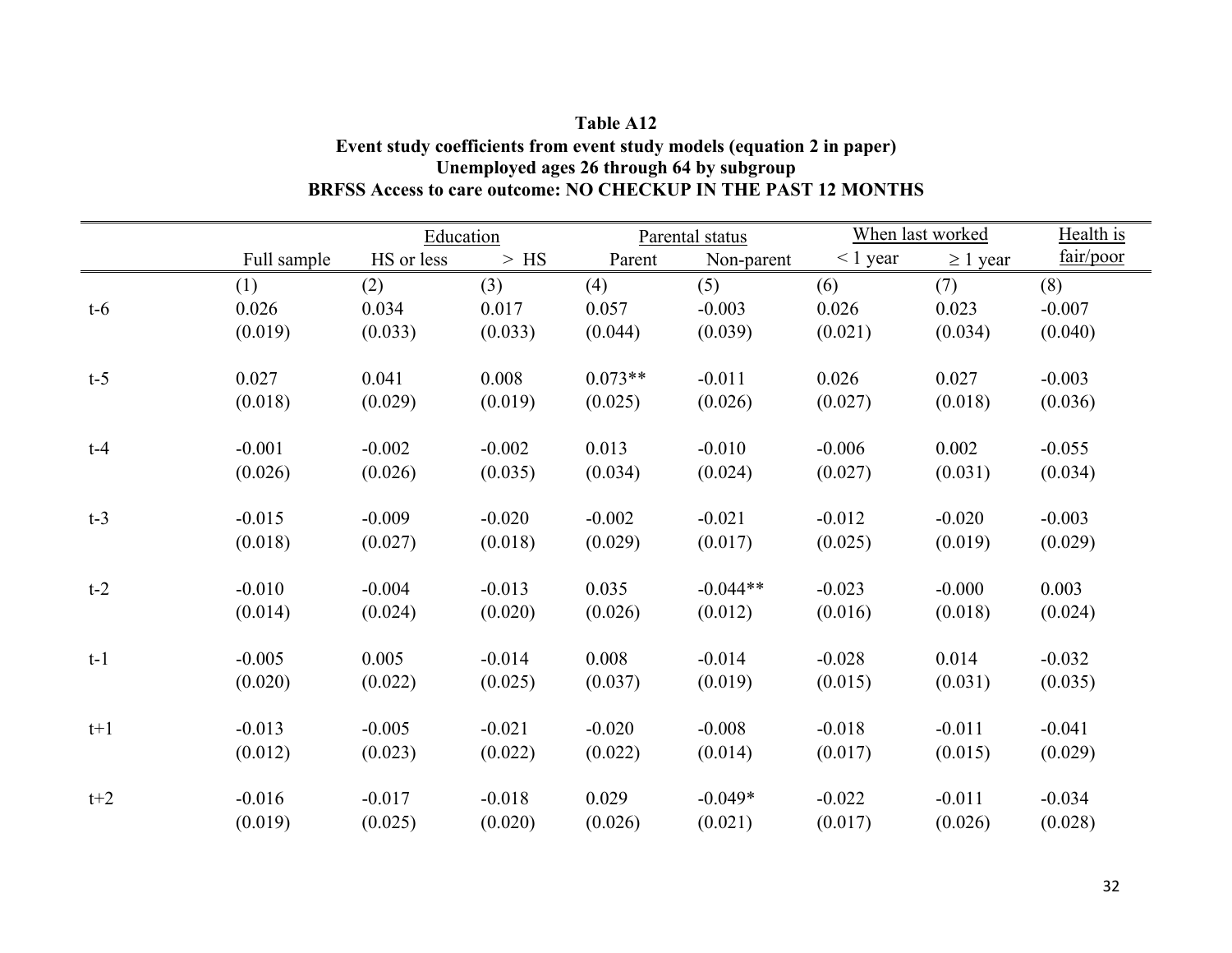**Table A12**
**Event study coefficients from event study models (equation 2 in paper)**
**Unemployed ages 26 through 64 by subgroup**
**BRFSS Access to care outcome: NO CHECKUP IN THE PAST 12 MONTHS**

| | | Education | | Parental status | | When last worked | | Health is |
|---|---|---|---|---|---|---|---|---|
| | Full sample | HS or less | > HS | Parent | Non-parent | < 1 year | ≥ 1 year | fair/poor |
| | (1) | (2) | (3) | (4) | (5) | (6) | (7) | (8) |
| t-6 | 0.026 | 0.034 | 0.017 | 0.057 | -0.003 | 0.026 | 0.023 | -0.007 |
| | (0.019) | (0.033) | (0.033) | (0.044) | (0.039) | (0.021) | (0.034) | (0.040) |
| t-5 | 0.027 | 0.041 | 0.008 | 0.073** | -0.011 | 0.026 | 0.027 | -0.003 |
| | (0.018) | (0.029) | (0.019) | (0.025) | (0.026) | (0.027) | (0.018) | (0.036) |
| t-4 | -0.001 | -0.002 | -0.002 | 0.013 | -0.010 | -0.006 | 0.002 | -0.055 |
| | (0.026) | (0.026) | (0.035) | (0.034) | (0.024) | (0.027) | (0.031) | (0.034) |
| t-3 | -0.015 | -0.009 | -0.020 | -0.002 | -0.021 | -0.012 | -0.020 | -0.003 |
| | (0.018) | (0.027) | (0.018) | (0.029) | (0.017) | (0.025) | (0.019) | (0.029) |
| t-2 | -0.010 | -0.004 | -0.013 | 0.035 | -0.044** | -0.023 | -0.000 | 0.003 |
| | (0.014) | (0.024) | (0.020) | (0.026) | (0.012) | (0.016) | (0.018) | (0.024) |
| t-1 | -0.005 | 0.005 | -0.014 | 0.008 | -0.014 | -0.028 | 0.014 | -0.032 |
| | (0.020) | (0.022) | (0.025) | (0.037) | (0.019) | (0.015) | (0.031) | (0.035) |
| t+1 | -0.013 | -0.005 | -0.021 | -0.020 | -0.008 | -0.018 | -0.011 | -0.041 |
| | (0.012) | (0.023) | (0.022) | (0.022) | (0.014) | (0.017) | (0.015) | (0.029) |
| t+2 | -0.016 | -0.017 | -0.018 | 0.029 | -0.049* | -0.022 | -0.011 | -0.034 |
| | (0.019) | (0.025) | (0.020) | (0.026) | (0.021) | (0.017) | (0.026) | (0.028) |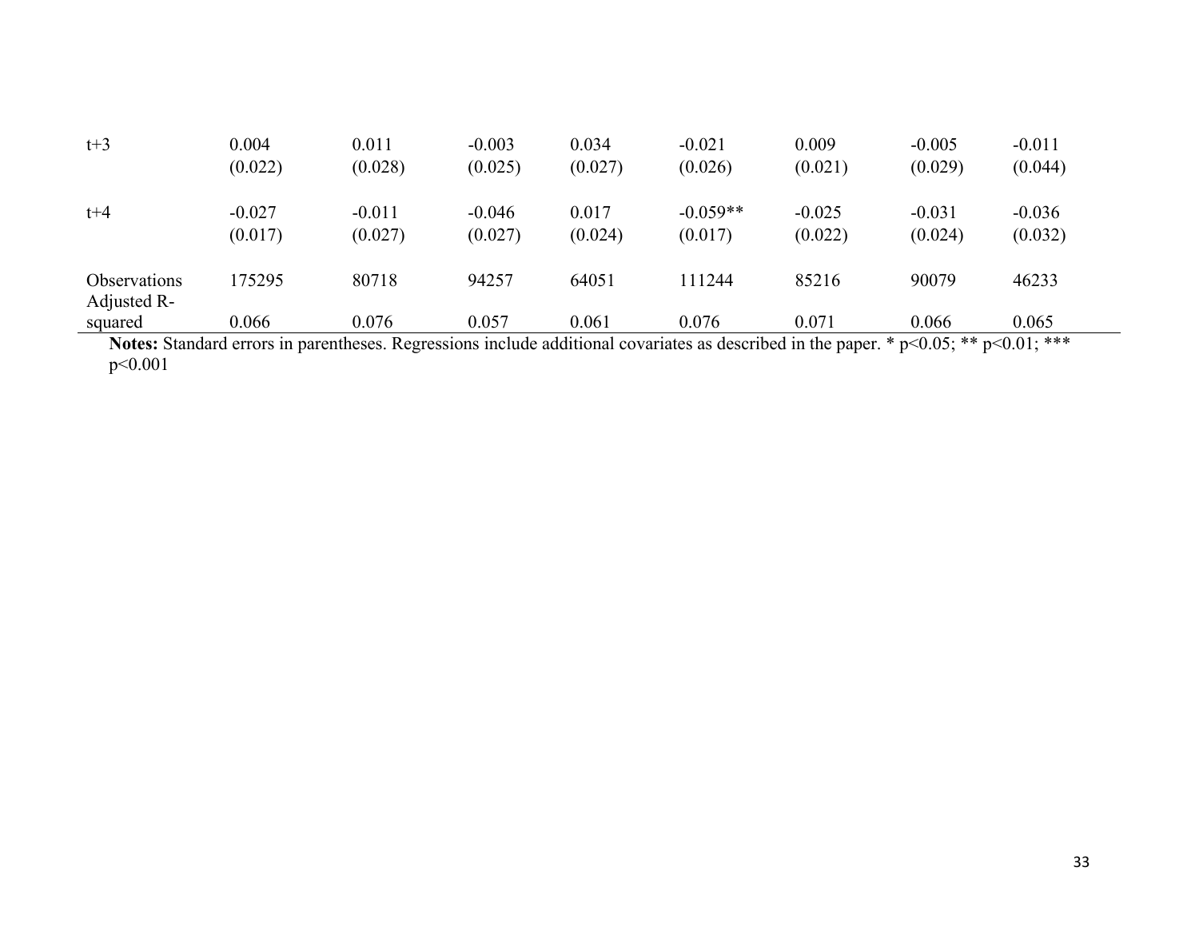| | | | | | | | | |
|---|---|---|---|---|---|---|---|---|
| t+3 | 0.004 | 0.011 | -0.003 | 0.034 | -0.021 | 0.009 | -0.005 | -0.011 |
| | (0.022) | (0.028) | (0.025) | (0.027) | (0.026) | (0.021) | (0.029) | (0.044) |
| t+4 | -0.027 | -0.011 | -0.046 | 0.017 | -0.059** | -0.025 | -0.031 | -0.036 |
| | (0.017) | (0.027) | (0.027) | (0.024) | (0.017) | (0.022) | (0.024) | (0.032) |
| Observations | 175295 | 80718 | 94257 | 64051 | 111244 | 85216 | 90079 | 46233 |
| Adjusted R-squared | 0.066 | 0.076 | 0.057 | 0.061 | 0.076 | 0.071 | 0.066 | 0.065 |

**Notes:** Standard errors in parentheses. Regressions include additional covariates as described in the paper. * $p<0.05$; ** $p<0.01$; *** $p<0.001$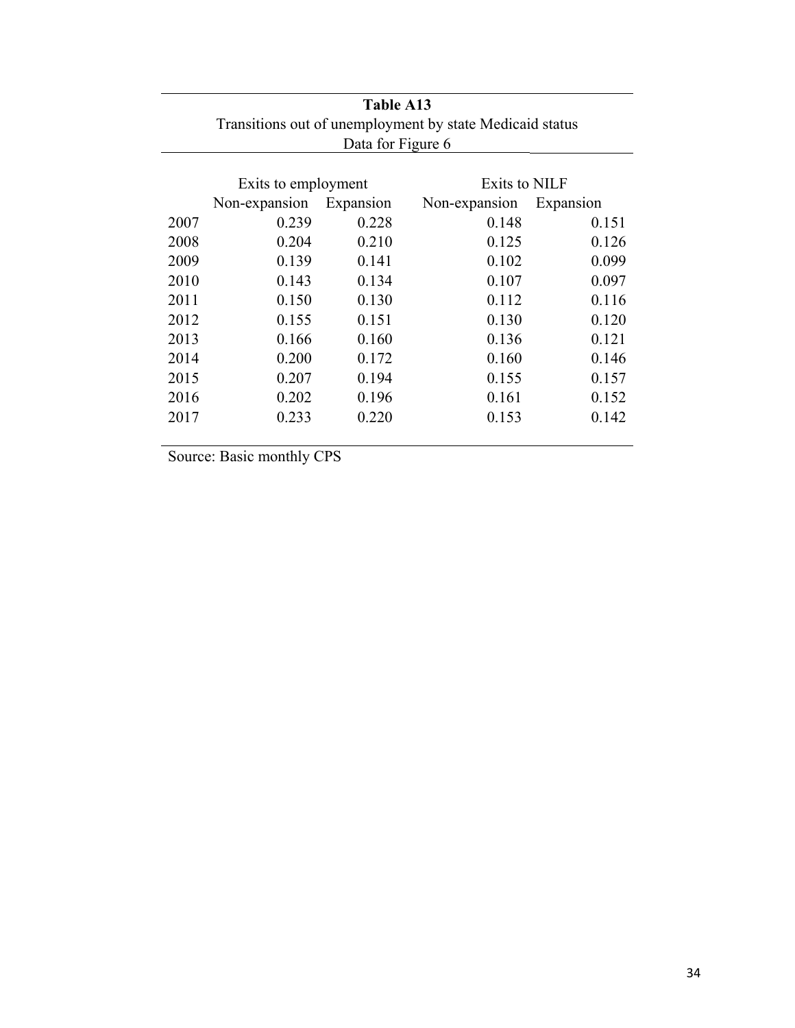**Table A13**

Transitions out of unemployment by state Medicaid status

Data for Figure 6

| | Exits to employment | | Exits to NILF | |
|---|---|---|---|---|
| | Non-expansion | Expansion | Non-expansion | Expansion |
| 2007 | 0.239 | 0.228 | 0.148 | 0.151 |
| 2008 | 0.204 | 0.210 | 0.125 | 0.126 |
| 2009 | 0.139 | 0.141 | 0.102 | 0.099 |
| 2010 | 0.143 | 0.134 | 0.107 | 0.097 |
| 2011 | 0.150 | 0.130 | 0.112 | 0.116 |
| 2012 | 0.155 | 0.151 | 0.130 | 0.120 |
| 2013 | 0.166 | 0.160 | 0.136 | 0.121 |
| 2014 | 0.200 | 0.172 | 0.160 | 0.146 |
| 2015 | 0.207 | 0.194 | 0.155 | 0.157 |
| 2016 | 0.202 | 0.196 | 0.161 | 0.152 |
| 2017 | 0.233 | 0.220 | 0.153 | 0.142 |

Source: Basic monthly CPS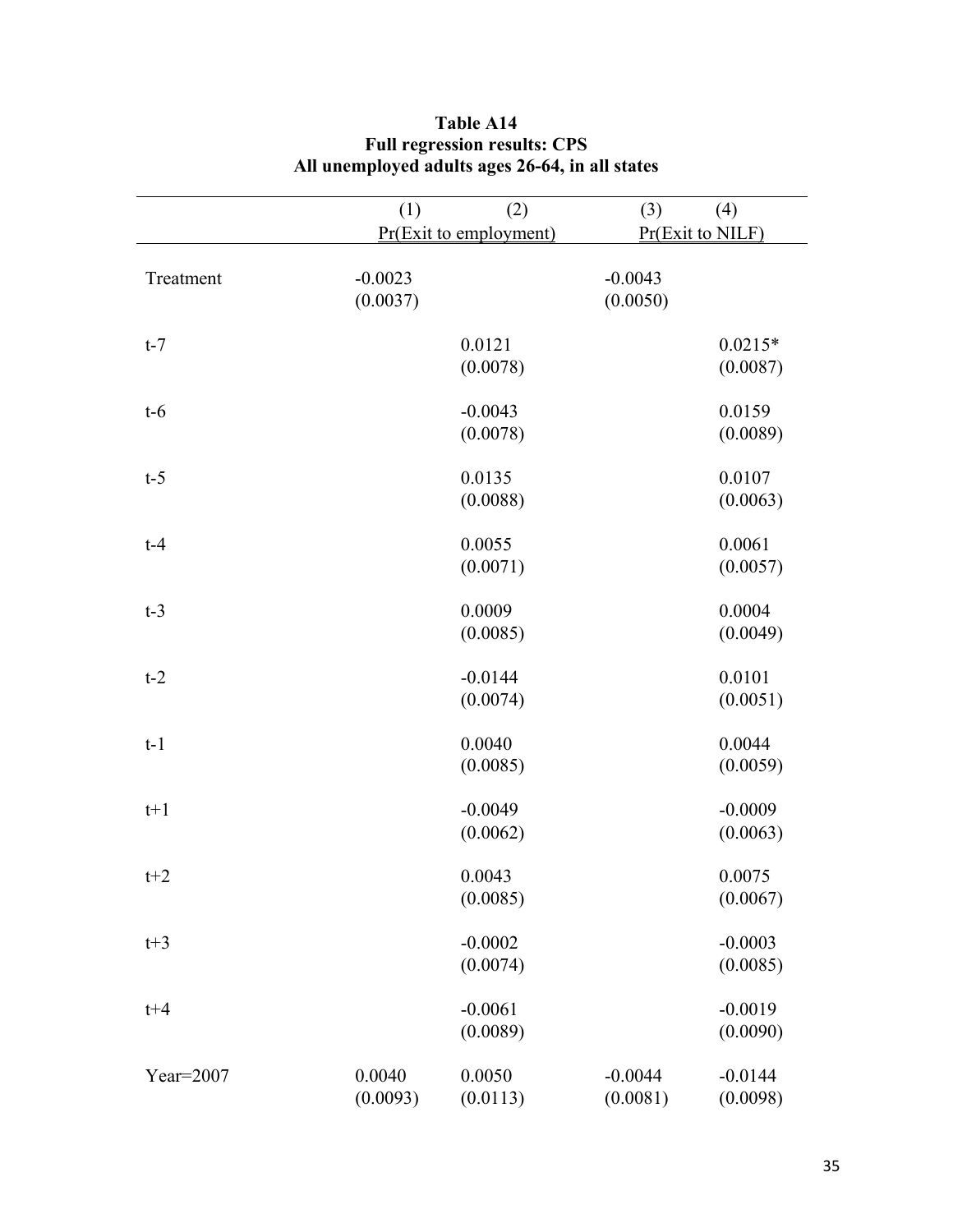**Table A14**
**Full regression results: CPS**
**All unemployed adults ages 26-64, in all states**

| | (1) | (2) | (3) | (4) |
|---|---|---|---|---|
| | Pr(Exit to employment) | | Pr(Exit to NILF) | |
| Treatment | -0.0023 | | -0.0043 | |
| | (0.0037) | | (0.0050) | |
| t-7 | | 0.0121 | | 0.0215* |
| | | (0.0078) | | (0.0087) |
| t-6 | | -0.0043 | | 0.0159 |
| | | (0.0078) | | (0.0089) |
| t-5 | | 0.0135 | | 0.0107 |
| | | (0.0088) | | (0.0063) |
| t-4 | | 0.0055 | | 0.0061 |
| | | (0.0071) | | (0.0057) |
| t-3 | | 0.0009 | | 0.0004 |
| | | (0.0085) | | (0.0049) |
| t-2 | | -0.0144 | | 0.0101 |
| | | (0.0074) | | (0.0051) |
| t-1 | | 0.0040 | | 0.0044 |
| | | (0.0085) | | (0.0059) |
| t+1 | | -0.0049 | | -0.0009 |
| | | (0.0062) | | (0.0063) |
| t+2 | | 0.0043 | | 0.0075 |
| | | (0.0085) | | (0.0067) |
| t+3 | | -0.0002 | | -0.0003 |
| | | (0.0074) | | (0.0085) |
| t+4 | | -0.0061 | | -0.0019 |
| | | (0.0089) | | (0.0090) |
| Year=2007 | 0.0040 | 0.0050 | -0.0044 | -0.0144 |
| | (0.0093) | (0.0113) | (0.0081) | (0.0098) |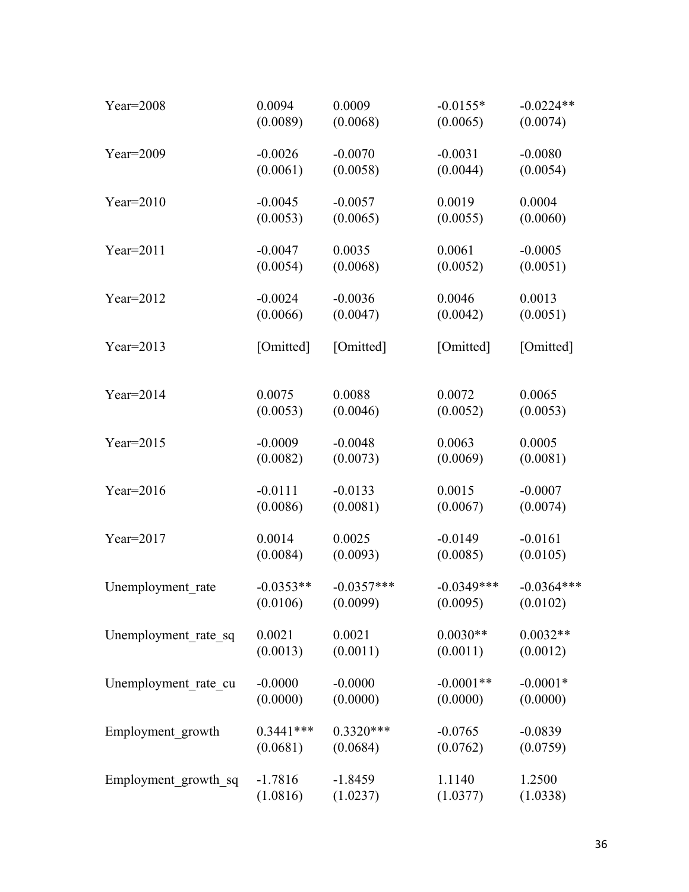| | | | | |
|---|---|---|---|---|
| Year=2008 | 0.0094<br>(0.0089) | 0.0009<br>(0.0068) | -0.0155*<br>(0.0065) | -0.0224**<br>(0.0074) |
| Year=2009 | -0.0026<br>(0.0061) | -0.0070<br>(0.0058) | -0.0031<br>(0.0044) | -0.0080<br>(0.0054) |
| Year=2010 | -0.0045<br>(0.0053) | -0.0057<br>(0.0065) | 0.0019<br>(0.0055) | 0.0004<br>(0.0060) |
| Year=2011 | -0.0047<br>(0.0054) | 0.0035<br>(0.0068) | 0.0061<br>(0.0052) | -0.0005<br>(0.0051) |
| Year=2012 | -0.0024<br>(0.0066) | -0.0036<br>(0.0047) | 0.0046<br>(0.0042) | 0.0013<br>(0.0051) |
| Year=2013 | [Omitted] | [Omitted] | [Omitted] | [Omitted] |
| Year=2014 | 0.0075<br>(0.0053) | 0.0088<br>(0.0046) | 0.0072<br>(0.0052) | 0.0065<br>(0.0053) |
| Year=2015 | -0.0009<br>(0.0082) | -0.0048<br>(0.0073) | 0.0063<br>(0.0069) | 0.0005<br>(0.0081) |
| Year=2016 | -0.0111<br>(0.0086) | -0.0133<br>(0.0081) | 0.0015<br>(0.0067) | -0.0007<br>(0.0074) |
| Year=2017 | 0.0014<br>(0.0084) | 0.0025<br>(0.0093) | -0.0149<br>(0.0085) | -0.0161<br>(0.0105) |
| Unemployment_rate | -0.0353**<br>(0.0106) | -0.0357***<br>(0.0099) | -0.0349***<br>(0.0095) | -0.0364***<br>(0.0102) |
| Unemployment_rate_sq | 0.0021<br>(0.0013) | 0.0021<br>(0.0011) | 0.0030**<br>(0.0011) | 0.0032**<br>(0.0012) |
| Unemployment_rate_cu | -0.0000<br>(0.0000) | -0.0000<br>(0.0000) | -0.0001**<br>(0.0000) | -0.0001*<br>(0.0000) |
| Employment_growth | 0.3441***<br>(0.0681) | 0.3320***<br>(0.0684) | -0.0765<br>(0.0762) | -0.0839<br>(0.0759) |
| Employment_growth_sq | -1.7816<br>(1.0816) | -1.8459<br>(1.0237) | 1.1140<br>(1.0377) | 1.2500<br>(1.0338) |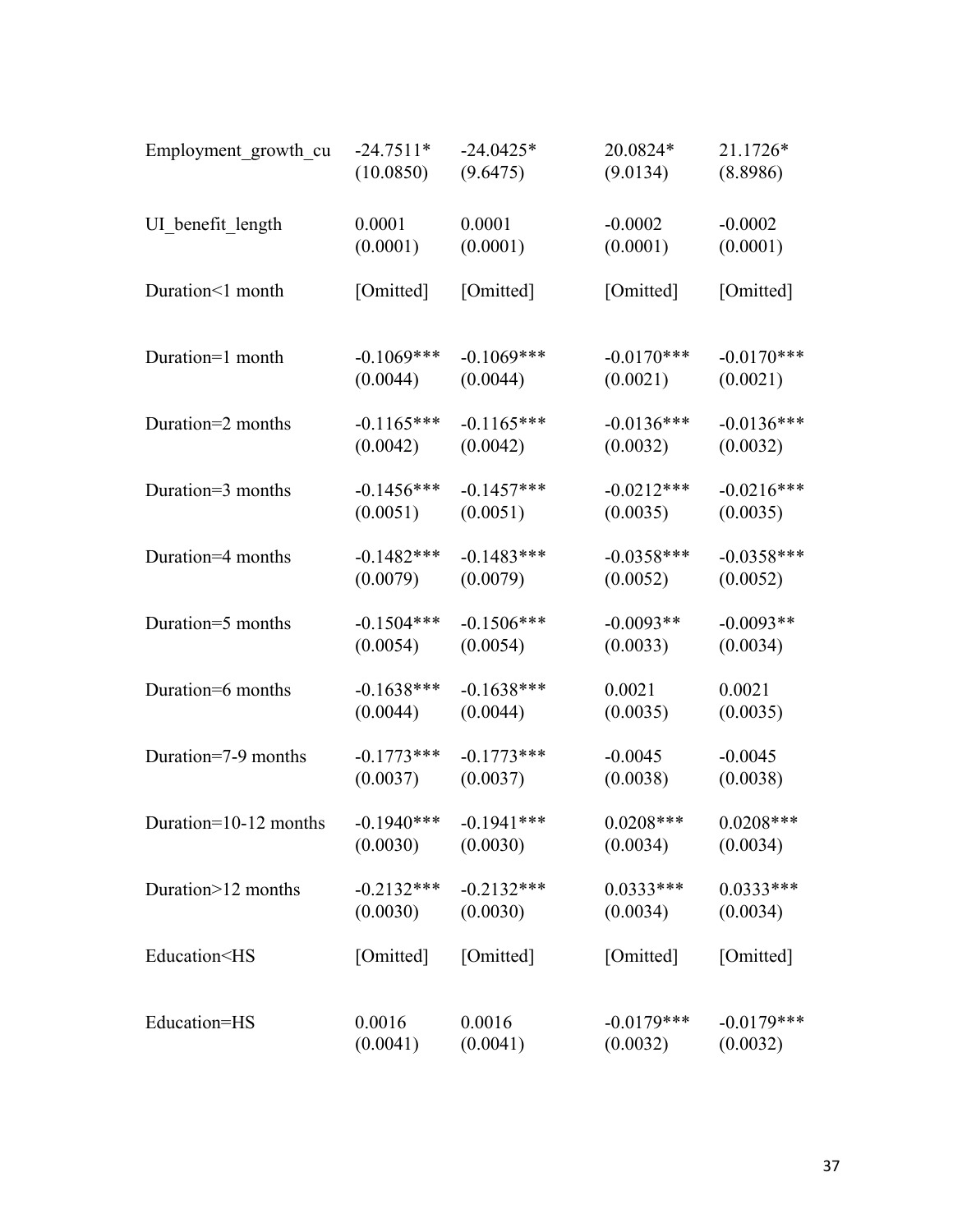| | | | | |
|---|---|---|---|---|
| Employment_growth_cu | -24.7511* | -24.0425* | 20.0824* | 21.1726* |
| | (10.0850) | (9.6475) | (9.0134) | (8.8986) |
| UI_benefit_length | 0.0001 | 0.0001 | -0.0002 | -0.0002 |
| | (0.0001) | (0.0001) | (0.0001) | (0.0001) |
| Duration<1 month | [Omitted] | [Omitted] | [Omitted] | [Omitted] |
| Duration=1 month | -0.1069*** | -0.1069*** | -0.0170*** | -0.0170*** |
| | (0.0044) | (0.0044) | (0.0021) | (0.0021) |
| Duration=2 months | -0.1165*** | -0.1165*** | -0.0136*** | -0.0136*** |
| | (0.0042) | (0.0042) | (0.0032) | (0.0032) |
| Duration=3 months | -0.1456*** | -0.1457*** | -0.0212*** | -0.0216*** |
| | (0.0051) | (0.0051) | (0.0035) | (0.0035) |
| Duration=4 months | -0.1482*** | -0.1483*** | -0.0358*** | -0.0358*** |
| | (0.0079) | (0.0079) | (0.0052) | (0.0052) |
| Duration=5 months | -0.1504*** | -0.1506*** | -0.0093** | -0.0093** |
| | (0.0054) | (0.0054) | (0.0033) | (0.0034) |
| Duration=6 months | -0.1638*** | -0.1638*** | 0.0021 | 0.0021 |
| | (0.0044) | (0.0044) | (0.0035) | (0.0035) |
| Duration=7-9 months | -0.1773*** | -0.1773*** | -0.0045 | -0.0045 |
| | (0.0037) | (0.0037) | (0.0038) | (0.0038) |
| Duration=10-12 months | -0.1940*** | -0.1941*** | 0.0208*** | 0.0208*** |
| | (0.0030) | (0.0030) | (0.0034) | (0.0034) |
| Duration>12 months | -0.2132*** | -0.2132*** | 0.0333*** | 0.0333*** |
| | (0.0030) | (0.0030) | (0.0034) | (0.0034) |
| Education<HS | [Omitted] | [Omitted] | [Omitted] | [Omitted] |
| Education=HS | 0.0016 | 0.0016 | -0.0179*** | -0.0179*** |
| | (0.0041) | (0.0041) | (0.0032) | (0.0032) |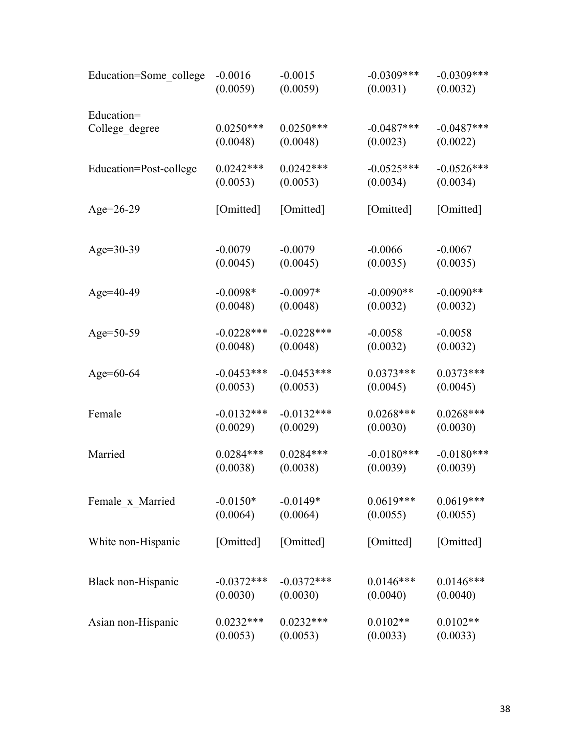| | | | | |
|---|---|---|---|---|
| Education=Some_college | -0.0016 | -0.0015 | -0.0309*** | -0.0309*** |
| | (0.0059) | (0.0059) | (0.0031) | (0.0032) |
| Education= College_degree | 0.0250*** | 0.0250*** | -0.0487*** | -0.0487*** |
| | (0.0048) | (0.0048) | (0.0023) | (0.0022) |
| Education=Post-college | 0.0242*** | 0.0242*** | -0.0525*** | -0.0526*** |
| | (0.0053) | (0.0053) | (0.0034) | (0.0034) |
| Age=26-29 | [Omitted] | [Omitted] | [Omitted] | [Omitted] |
| Age=30-39 | -0.0079 | -0.0079 | -0.0066 | -0.0067 |
| | (0.0045) | (0.0045) | (0.0035) | (0.0035) |
| Age=40-49 | -0.0098* | -0.0097* | -0.0090** | -0.0090** |
| | (0.0048) | (0.0048) | (0.0032) | (0.0032) |
| Age=50-59 | -0.0228*** | -0.0228*** | -0.0058 | -0.0058 |
| | (0.0048) | (0.0048) | (0.0032) | (0.0032) |
| Age=60-64 | -0.0453*** | -0.0453*** | 0.0373*** | 0.0373*** |
| | (0.0053) | (0.0053) | (0.0045) | (0.0045) |
| Female | -0.0132*** | -0.0132*** | 0.0268*** | 0.0268*** |
| | (0.0029) | (0.0029) | (0.0030) | (0.0030) |
| Married | 0.0284*** | 0.0284*** | -0.0180*** | -0.0180*** |
| | (0.0038) | (0.0038) | (0.0039) | (0.0039) |
| Female_x_Married | -0.0150* | -0.0149* | 0.0619*** | 0.0619*** |
| | (0.0064) | (0.0064) | (0.0055) | (0.0055) |
| White non-Hispanic | [Omitted] | [Omitted] | [Omitted] | [Omitted] |
| Black non-Hispanic | -0.0372*** | -0.0372*** | 0.0146*** | 0.0146*** |
| | (0.0030) | (0.0030) | (0.0040) | (0.0040) |
| Asian non-Hispanic | 0.0232*** | 0.0232*** | 0.0102** | 0.0102** |
| | (0.0053) | (0.0053) | (0.0033) | (0.0033) |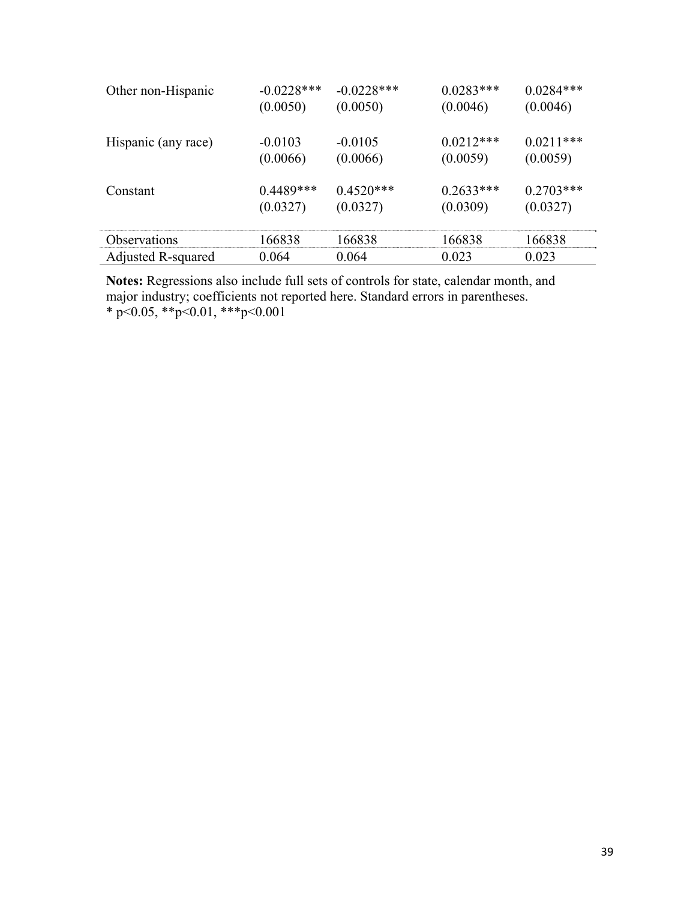| | | | | |
|---|---|---|---|---|
| Other non-Hispanic | -0.0228*** | -0.0228*** | 0.0283*** | 0.0284*** |
| | (0.0050) | (0.0050) | (0.0046) | (0.0046) |
| Hispanic (any race) | -0.0103 | -0.0105 | 0.0212*** | 0.0211*** |
| | (0.0066) | (0.0066) | (0.0059) | (0.0059) |
| Constant | 0.4489*** | 0.4520*** | 0.2633*** | 0.2703*** |
| | (0.0327) | (0.0327) | (0.0309) | (0.0327) |
| Observations | 166838 | 166838 | 166838 | 166838 |
| Adjusted R-squared | 0.064 | 0.064 | 0.023 | 0.023 |

**Notes:** Regressions also include full sets of controls for state, calendar month, and major industry; coefficients not reported here. Standard errors in parentheses.
* p<0.05, **p<0.01, ***p<0.001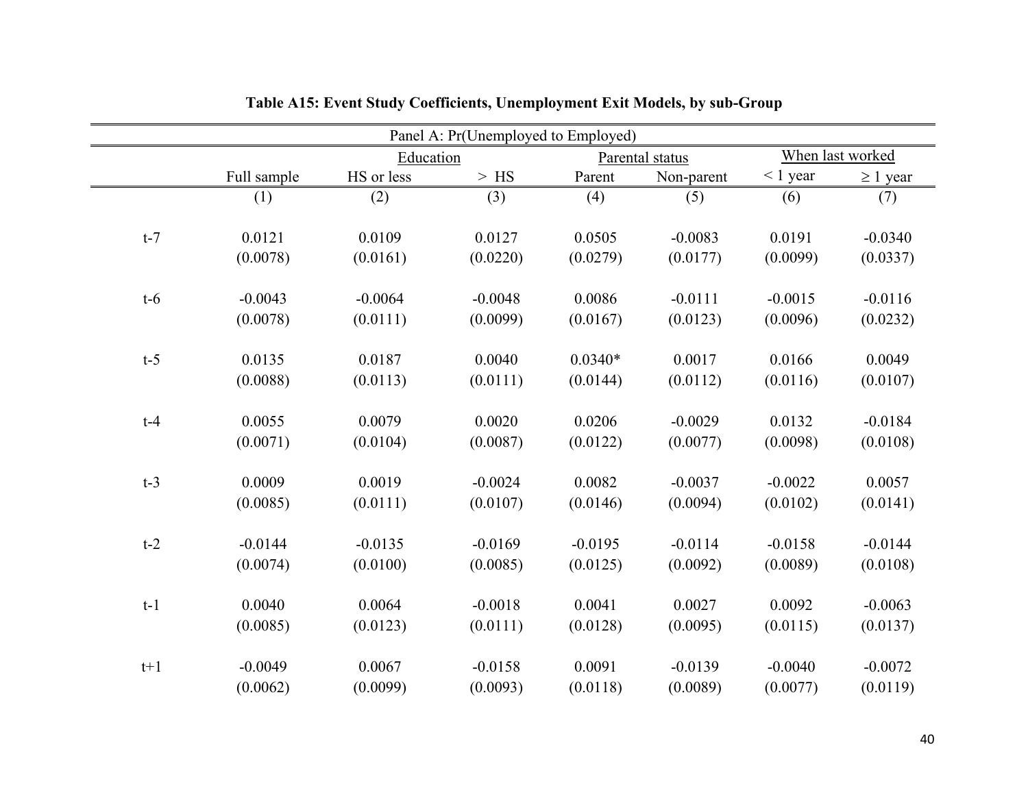**Table A15: Event Study Coefficients, Unemployment Exit Models, by sub-Group**

| Panel A: Pr(Unemployed to Employed) | | | | | | | |
|---|---|---|---|---|---|---|---|
| | | Education | | Parental status | | When last worked | |
| | Full sample | HS or less | > HS | Parent | Non-parent | < 1 year | ≥ 1 year |
| | (1) | (2) | (3) | (4) | (5) | (6) | (7) |
| t-7 | 0.0121 | 0.0109 | 0.0127 | 0.0505 | -0.0083 | 0.0191 | -0.0340 |
| | (0.0078) | (0.0161) | (0.0220) | (0.0279) | (0.0177) | (0.0099) | (0.0337) |
| t-6 | -0.0043 | -0.0064 | -0.0048 | 0.0086 | -0.0111 | -0.0015 | -0.0116 |
| | (0.0078) | (0.0111) | (0.0099) | (0.0167) | (0.0123) | (0.0096) | (0.0232) |
| t-5 | 0.0135 | 0.0187 | 0.0040 | 0.0340* | 0.0017 | 0.0166 | 0.0049 |
| | (0.0088) | (0.0113) | (0.0111) | (0.0144) | (0.0112) | (0.0116) | (0.0107) |
| t-4 | 0.0055 | 0.0079 | 0.0020 | 0.0206 | -0.0029 | 0.0132 | -0.0184 |
| | (0.0071) | (0.0104) | (0.0087) | (0.0122) | (0.0077) | (0.0098) | (0.0108) |
| t-3 | 0.0009 | 0.0019 | -0.0024 | 0.0082 | -0.0037 | -0.0022 | 0.0057 |
| | (0.0085) | (0.0111) | (0.0107) | (0.0146) | (0.0094) | (0.0102) | (0.0141) |
| t-2 | -0.0144 | -0.0135 | -0.0169 | -0.0195 | -0.0114 | -0.0158 | -0.0144 |
| | (0.0074) | (0.0100) | (0.0085) | (0.0125) | (0.0092) | (0.0089) | (0.0108) |
| t-1 | 0.0040 | 0.0064 | -0.0018 | 0.0041 | 0.0027 | 0.0092 | -0.0063 |
| | (0.0085) | (0.0123) | (0.0111) | (0.0128) | (0.0095) | (0.0115) | (0.0137) |
| t+1 | -0.0049 | 0.0067 | -0.0158 | 0.0091 | -0.0139 | -0.0040 | -0.0072 |
| | (0.0062) | (0.0099) | (0.0093) | (0.0118) | (0.0089) | (0.0077) | (0.0119) |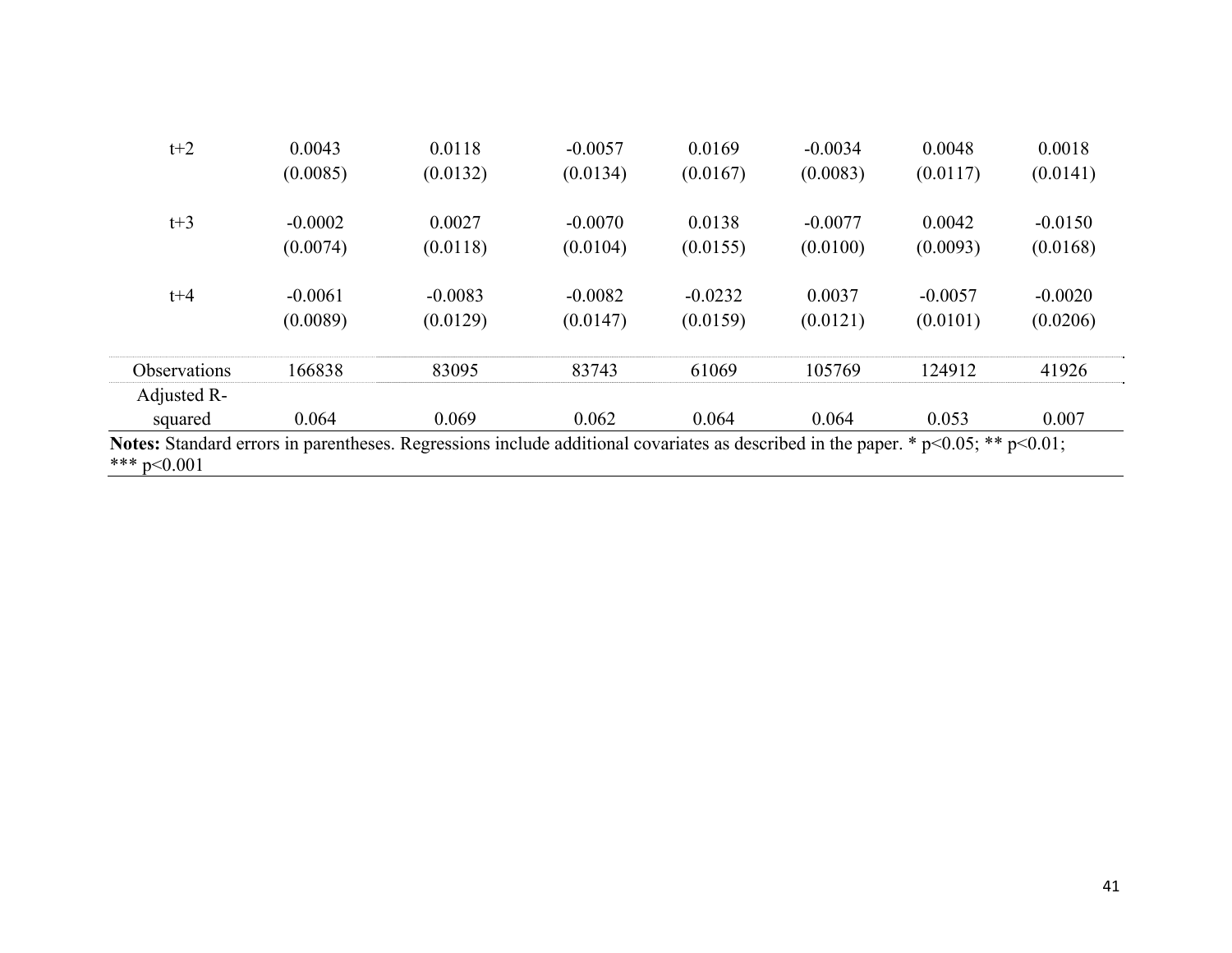| | | | | | | | |
|---|---|---|---|---|---|---|---|
| t+2 | 0.0043 | 0.0118 | -0.0057 | 0.0169 | -0.0034 | 0.0048 | 0.0018 |
| | (0.0085) | (0.0132) | (0.0134) | (0.0167) | (0.0083) | (0.0117) | (0.0141) |
| t+3 | -0.0002 | 0.0027 | -0.0070 | 0.0138 | -0.0077 | 0.0042 | -0.0150 |
| | (0.0074) | (0.0118) | (0.0104) | (0.0155) | (0.0100) | (0.0093) | (0.0168) |
| t+4 | -0.0061 | -0.0083 | -0.0082 | -0.0232 | 0.0037 | -0.0057 | -0.0020 |
| | (0.0089) | (0.0129) | (0.0147) | (0.0159) | (0.0121) | (0.0101) | (0.0206) |
| Observations | 166838 | 83095 | 83743 | 61069 | 105769 | 124912 | 41926 |
| Adjusted R-squared | 0.064 | 0.069 | 0.062 | 0.064 | 0.064 | 0.053 | 0.007 |

**Notes:** Standard errors in parentheses. Regressions include additional covariates as described in the paper. * p<0.05; ** p<0.01; *** p<0.001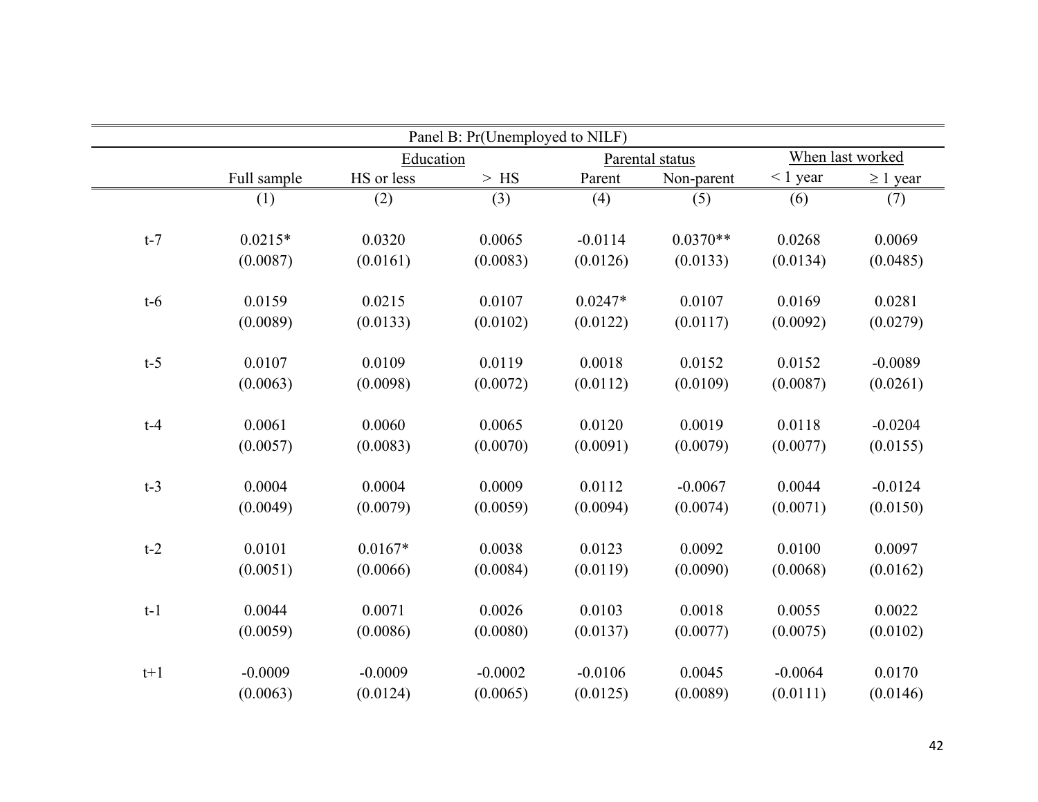| Panel B: Pr(Unemployed to NILF) | | | | | | | |
|---|---|---|---|---|---|---|---|
| | | Education | | Parental status | | When last worked | |
| | Full sample | HS or less | > HS | Parent | Non-parent | < 1 year | ≥ 1 year |
| | (1) | (2) | (3) | (4) | (5) | (6) | (7) |
| t-7 | 0.0215* | 0.0320 | 0.0065 | -0.0114 | 0.0370** | 0.0268 | 0.0069 |
| | (0.0087) | (0.0161) | (0.0083) | (0.0126) | (0.0133) | (0.0134) | (0.0485) |
| t-6 | 0.0159 | 0.0215 | 0.0107 | 0.0247* | 0.0107 | 0.0169 | 0.0281 |
| | (0.0089) | (0.0133) | (0.0102) | (0.0122) | (0.0117) | (0.0092) | (0.0279) |
| t-5 | 0.0107 | 0.0109 | 0.0119 | 0.0018 | 0.0152 | 0.0152 | -0.0089 |
| | (0.0063) | (0.0098) | (0.0072) | (0.0112) | (0.0109) | (0.0087) | (0.0261) |
| t-4 | 0.0061 | 0.0060 | 0.0065 | 0.0120 | 0.0019 | 0.0118 | -0.0204 |
| | (0.0057) | (0.0083) | (0.0070) | (0.0091) | (0.0079) | (0.0077) | (0.0155) |
| t-3 | 0.0004 | 0.0004 | 0.0009 | 0.0112 | -0.0067 | 0.0044 | -0.0124 |
| | (0.0049) | (0.0079) | (0.0059) | (0.0094) | (0.0074) | (0.0071) | (0.0150) |
| t-2 | 0.0101 | 0.0167* | 0.0038 | 0.0123 | 0.0092 | 0.0100 | 0.0097 |
| | (0.0051) | (0.0066) | (0.0084) | (0.0119) | (0.0090) | (0.0068) | (0.0162) |
| t-1 | 0.0044 | 0.0071 | 0.0026 | 0.0103 | 0.0018 | 0.0055 | 0.0022 |
| | (0.0059) | (0.0086) | (0.0080) | (0.0137) | (0.0077) | (0.0075) | (0.0102) |
| t+1 | -0.0009 | -0.0009 | -0.0002 | -0.0106 | 0.0045 | -0.0064 | 0.0170 |
| | (0.0063) | (0.0124) | (0.0065) | (0.0125) | (0.0089) | (0.0111) | (0.0146) |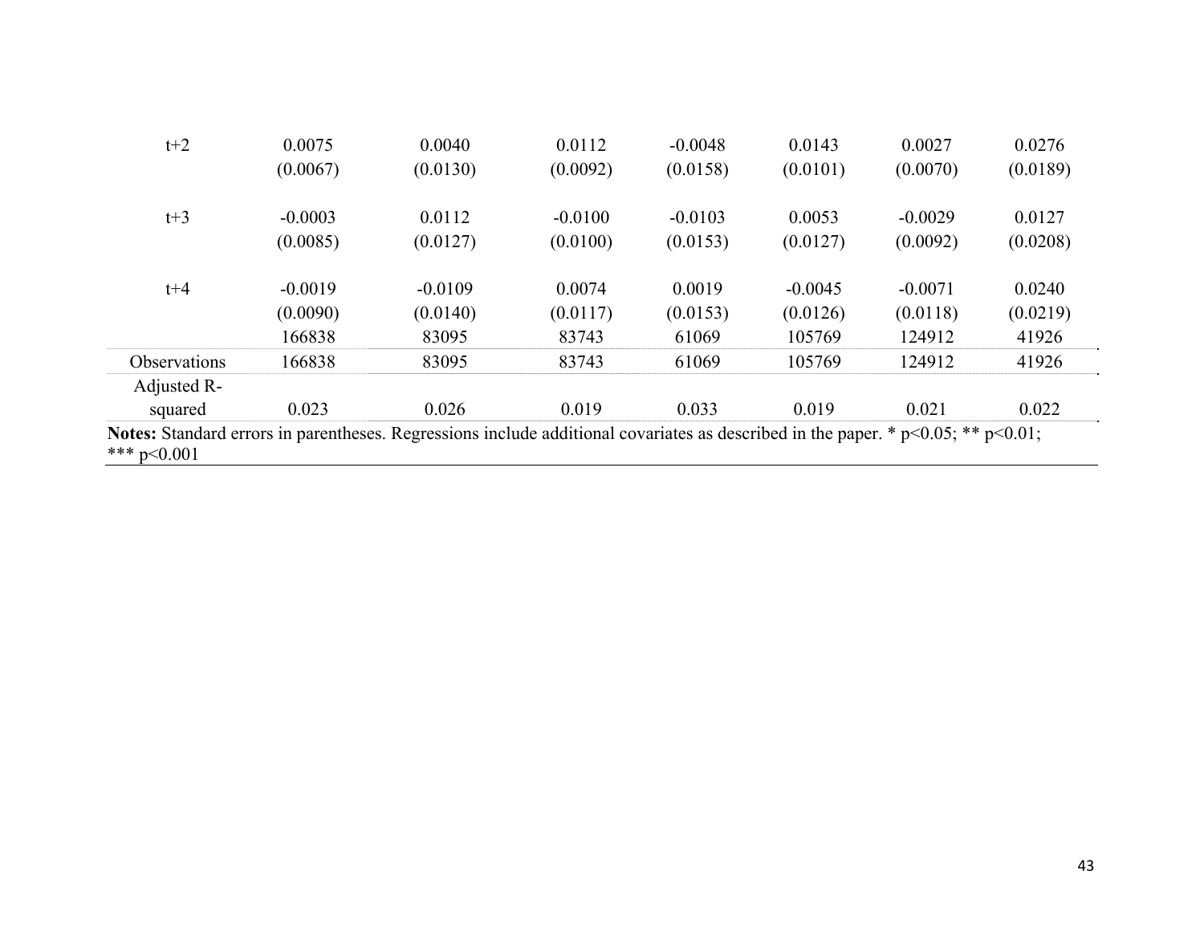| | | | | | | | |
|---|---|---|---|---|---|---|---|
| t+2 | 0.0075 | 0.0040 | 0.0112 | -0.0048 | 0.0143 | 0.0027 | 0.0276 |
| | (0.0067) | (0.0130) | (0.0092) | (0.0158) | (0.0101) | (0.0070) | (0.0189) |
| t+3 | -0.0003 | 0.0112 | -0.0100 | -0.0103 | 0.0053 | -0.0029 | 0.0127 |
| | (0.0085) | (0.0127) | (0.0100) | (0.0153) | (0.0127) | (0.0092) | (0.0208) |
| t+4 | -0.0019 | -0.0109 | 0.0074 | 0.0019 | -0.0045 | -0.0071 | 0.0240 |
| | (0.0090) | (0.0140) | (0.0117) | (0.0153) | (0.0126) | (0.0118) | (0.0219) |
| | 166838 | 83095 | 83743 | 61069 | 105769 | 124912 | 41926 |
| Observations | 166838 | 83095 | 83743 | 61069 | 105769 | 124912 | 41926 |
| Adjusted R-squared | 0.023 | 0.026 | 0.019 | 0.033 | 0.019 | 0.021 | 0.022 |

**Notes:** Standard errors in parentheses. Regressions include additional covariates as described in the paper. * p<0.05; ** p<0.01; *** p<0.001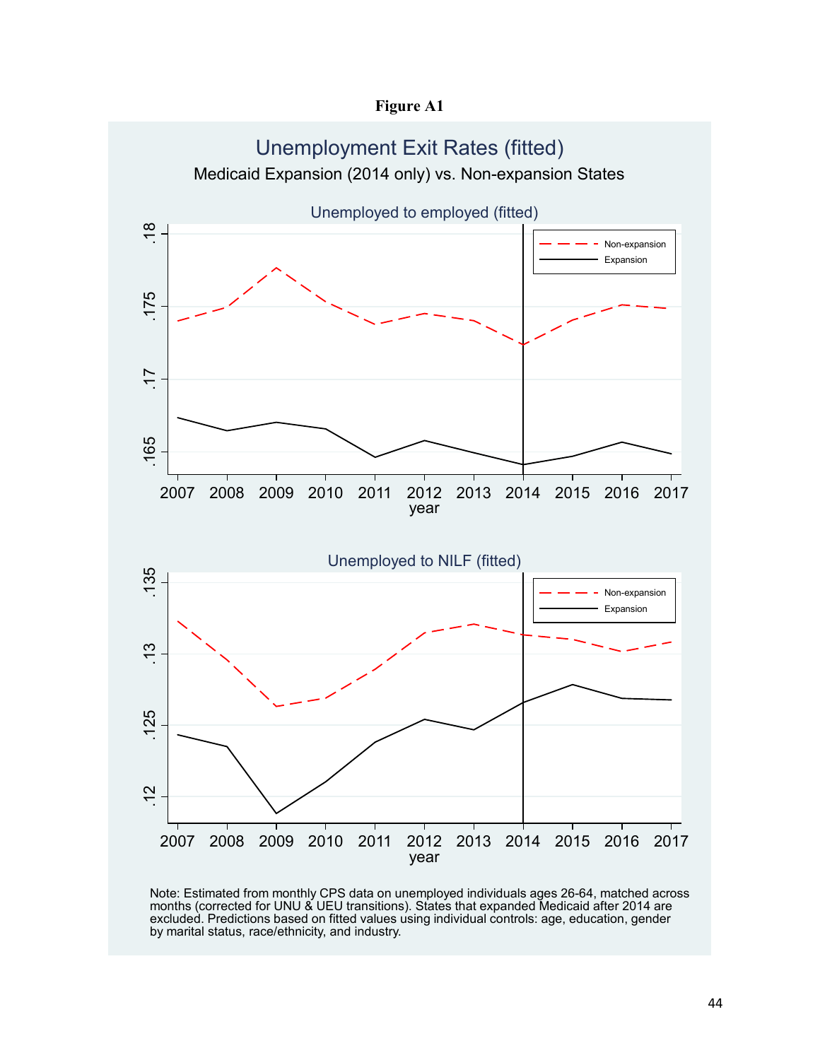**Figure A1**

## Unemployment Exit Rates (fitted)

Medicaid Expansion (2014 only) vs. Non-expansion States

### Unemployed to employed (fitted)

### Unemployed to NILF (fitted)

Note: Estimated from monthly CPS data on unemployed individuals ages 26-64, matched across months (corrected for UNU & UEU transitions). States that expanded Medicaid after 2014 are excluded. Predictions based on fitted values using individual controls: age, education, gender by marital status, race/ethnicity, and industry.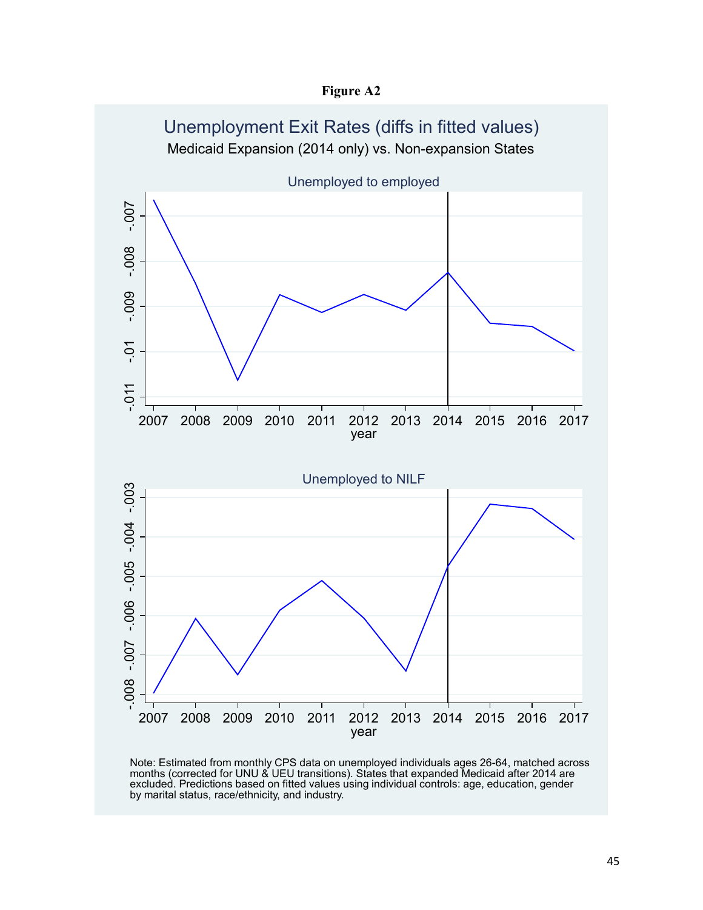**Figure A2**

Unemployment Exit Rates (diffs in fitted values)

Medicaid Expansion (2014 only) vs. Non-expansion States

Unemployed to employed

-.007
-.008
-.009
-.01
-.011

2007 2008 2009 2010 2011 2012 2013 2014 2015 2016 2017

year

Unemployed to NILF

-.003
-.004
-.005
-.006
-.007
-.008

2007 2008 2009 2010 2011 2012 2013 2014 2015 2016 2017

year

Note: Estimated from monthly CPS data on unemployed individuals ages 26-64, matched across months (corrected for UNU & UEU transitions). States that expanded Medicaid after 2014 are excluded. Predictions based on fitted values using individual controls: age, education, gender by marital status, race/ethnicity, and industry.